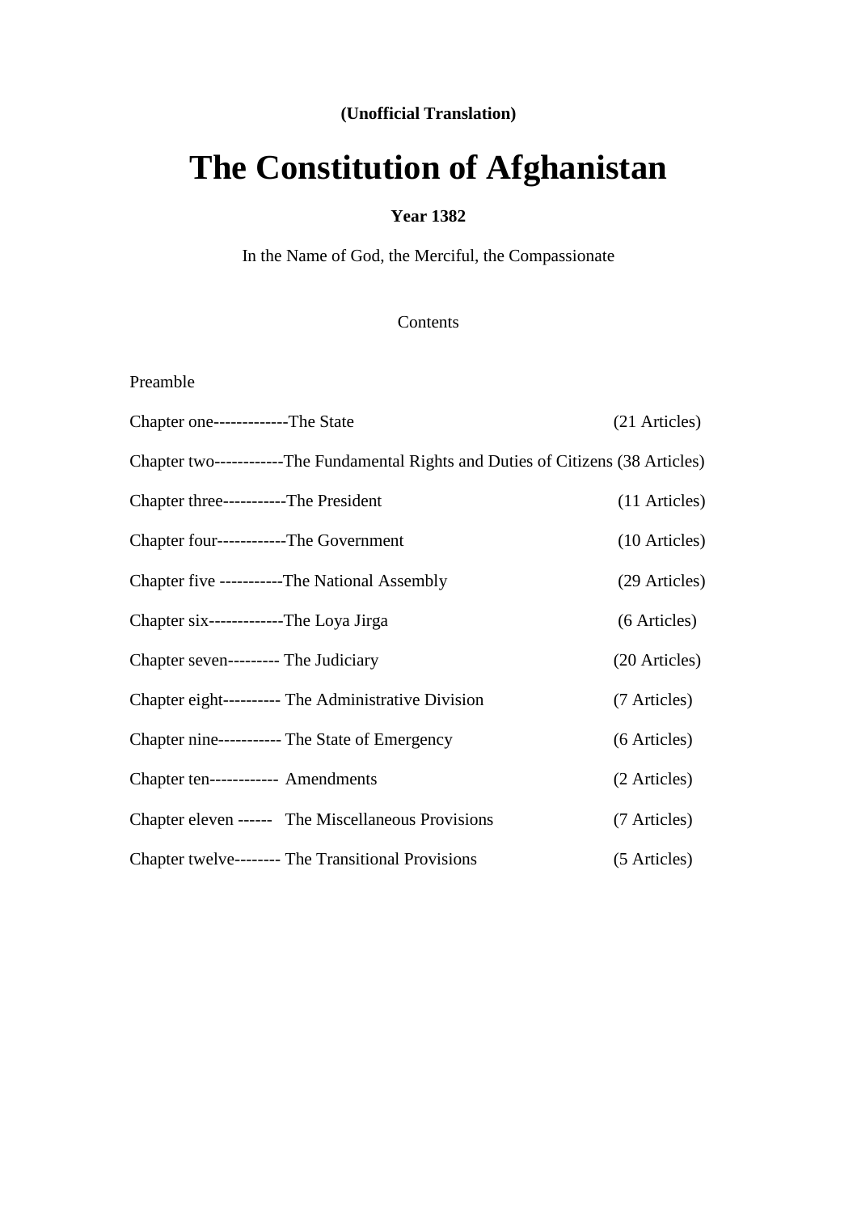**(Unofficial Translation)**

# The Constitution of Afghanistan

**Year 1382**

In the Name of God, the Merciful, the Compassionate

Contents

Preamble

| Chapter | Title | Articles |
|---|---|---|
| Chapter one | The State | (21 Articles) |
| Chapter two | The Fundamental Rights and Duties of Citizens | (38 Articles) |
| Chapter three | The President | (11 Articles) |
| Chapter four | The Government | (10 Articles) |
| Chapter five | The National Assembly | (29 Articles) |
| Chapter six | The Loya Jirga | (6 Articles) |
| Chapter seven | The Judiciary | (20 Articles) |
| Chapter eight | The Administrative Division | (7 Articles) |
| Chapter nine | The State of Emergency | (6 Articles) |
| Chapter ten | Amendments | (2 Articles) |
| Chapter eleven | The Miscellaneous Provisions | (7 Articles) |
| Chapter twelve | The Transitional Provisions | (5 Articles) |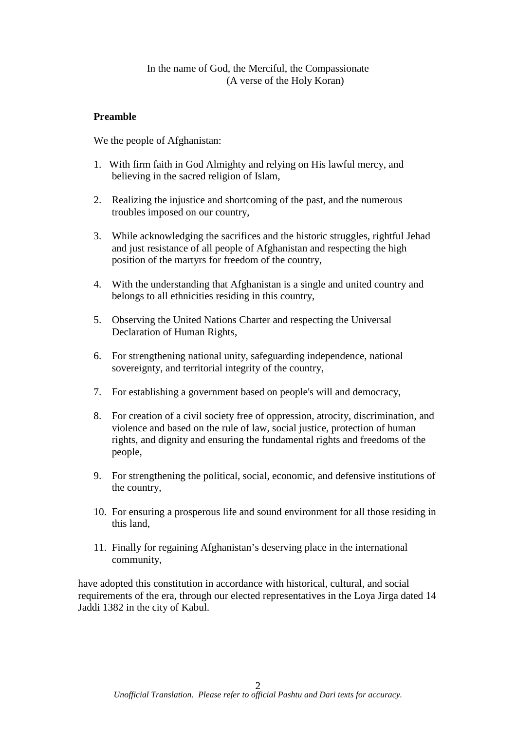In the name of God, the Merciful, the Compassionate
(A verse of the Holy Koran)

## Preamble

We the people of Afghanistan:

1. With firm faith in God Almighty and relying on His lawful mercy, and believing in the sacred religion of Islam,

2. Realizing the injustice and shortcoming of the past, and the numerous troubles imposed on our country,

3. While acknowledging the sacrifices and the historic struggles, rightful Jehad and just resistance of all people of Afghanistan and respecting the high position of the martyrs for freedom of the country,

4. With the understanding that Afghanistan is a single and united country and belongs to all ethnicities residing in this country,

5. Observing the United Nations Charter and respecting the Universal Declaration of Human Rights,

6. For strengthening national unity, safeguarding independence, national sovereignty, and territorial integrity of the country,

7. For establishing a government based on people's will and democracy,

8. For creation of a civil society free of oppression, atrocity, discrimination, and violence and based on the rule of law, social justice, protection of human rights, and dignity and ensuring the fundamental rights and freedoms of the people,

9. For strengthening the political, social, economic, and defensive institutions of the country,

10. For ensuring a prosperous life and sound environment for all those residing in this land,

11. Finally for regaining Afghanistan's deserving place in the international community,

have adopted this constitution in accordance with historical, cultural, and social requirements of the era, through our elected representatives in the Loya Jirga dated 14 Jaddi 1382 in the city of Kabul.

*Unofficial Translation. Please refer to official Pashtu and Dari texts for accuracy.*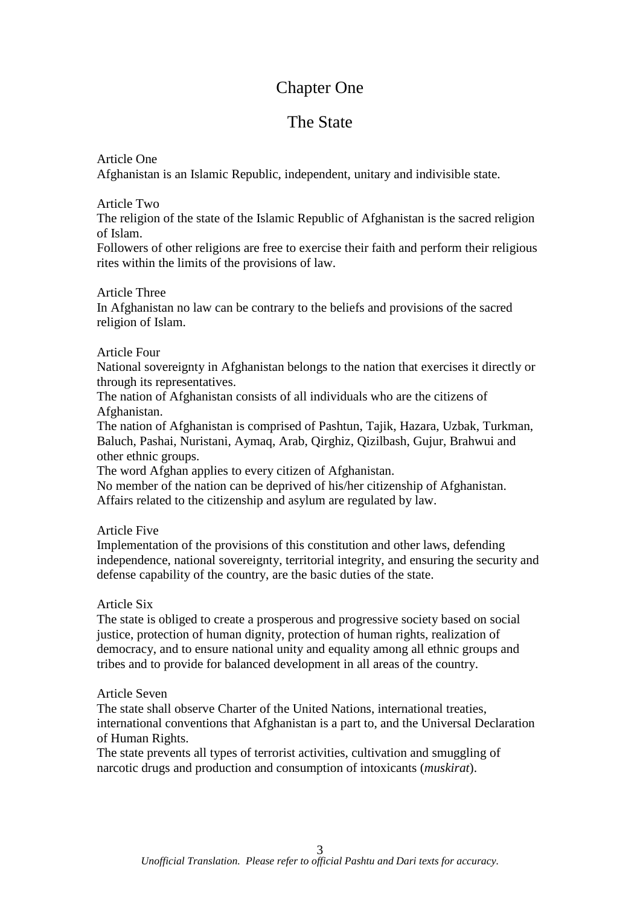# Chapter One

## The State

Article One

Afghanistan is an Islamic Republic, independent, unitary and indivisible state.

Article Two

The religion of the state of the Islamic Republic of Afghanistan is the sacred religion of Islam.

Followers of other religions are free to exercise their faith and perform their religious rites within the limits of the provisions of law.

Article Three

In Afghanistan no law can be contrary to the beliefs and provisions of the sacred religion of Islam.

Article Four

National sovereignty in Afghanistan belongs to the nation that exercises it directly or through its representatives.

The nation of Afghanistan consists of all individuals who are the citizens of Afghanistan.

The nation of Afghanistan is comprised of Pashtun, Tajik, Hazara, Uzbak, Turkman, Baluch, Pashai, Nuristani, Aymaq, Arab, Qirghiz, Qizilbash, Gujur, Brahwui and other ethnic groups.

The word Afghan applies to every citizen of Afghanistan.

No member of the nation can be deprived of his/her citizenship of Afghanistan.

Affairs related to the citizenship and asylum are regulated by law.

Article Five

Implementation of the provisions of this constitution and other laws, defending independence, national sovereignty, territorial integrity, and ensuring the security and defense capability of the country, are the basic duties of the state.

Article Six

The state is obliged to create a prosperous and progressive society based on social justice, protection of human dignity, protection of human rights, realization of democracy, and to ensure national unity and equality among all ethnic groups and tribes and to provide for balanced development in all areas of the country.

Article Seven

The state shall observe Charter of the United Nations, international treaties, international conventions that Afghanistan is a part to, and the Universal Declaration of Human Rights.

The state prevents all types of terrorist activities, cultivation and smuggling of narcotic drugs and production and consumption of intoxicants (*muskirat*).

*Unofficial Translation. Please refer to official Pashtu and Dari texts for accuracy.*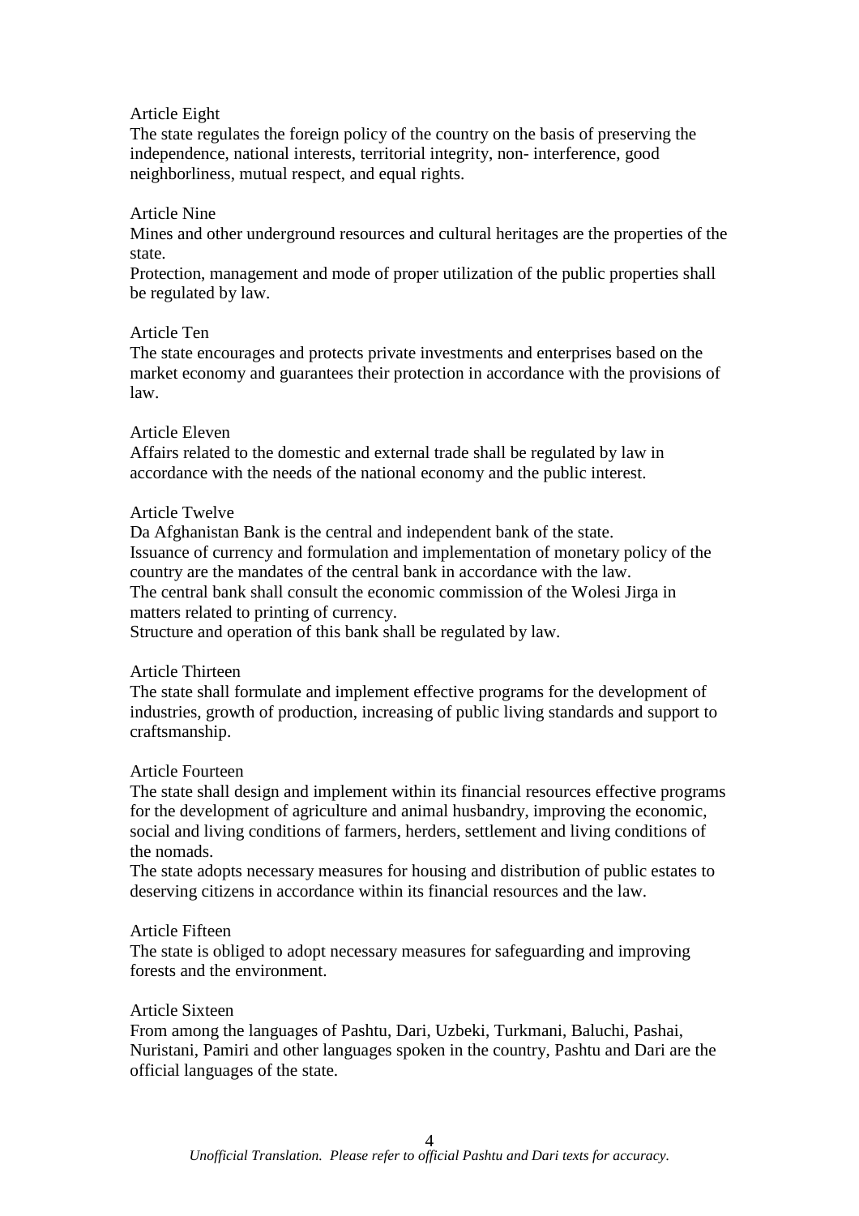Article Eight

The state regulates the foreign policy of the country on the basis of preserving the independence, national interests, territorial integrity, non- interference, good neighborliness, mutual respect, and equal rights.

Article Nine

Mines and other underground resources and cultural heritages are the properties of the state.

Protection, management and mode of proper utilization of the public properties shall be regulated by law.

Article Ten

The state encourages and protects private investments and enterprises based on the market economy and guarantees their protection in accordance with the provisions of law.

Article Eleven

Affairs related to the domestic and external trade shall be regulated by law in accordance with the needs of the national economy and the public interest.

Article Twelve

Da Afghanistan Bank is the central and independent bank of the state.

Issuance of currency and formulation and implementation of monetary policy of the country are the mandates of the central bank in accordance with the law.

The central bank shall consult the economic commission of the Wolesi Jirga in matters related to printing of currency.

Structure and operation of this bank shall be regulated by law.

Article Thirteen

The state shall formulate and implement effective programs for the development of industries, growth of production, increasing of public living standards and support to craftsmanship.

Article Fourteen

The state shall design and implement within its financial resources effective programs for the development of agriculture and animal husbandry, improving the economic, social and living conditions of farmers, herders, settlement and living conditions of the nomads.

The state adopts necessary measures for housing and distribution of public estates to deserving citizens in accordance within its financial resources and the law.

Article Fifteen

The state is obliged to adopt necessary measures for safeguarding and improving forests and the environment.

Article Sixteen

From among the languages of Pashtu, Dari, Uzbeki, Turkmani, Baluchi, Pashai, Nuristani, Pamiri and other languages spoken in the country, Pashtu and Dari are the official languages of the state.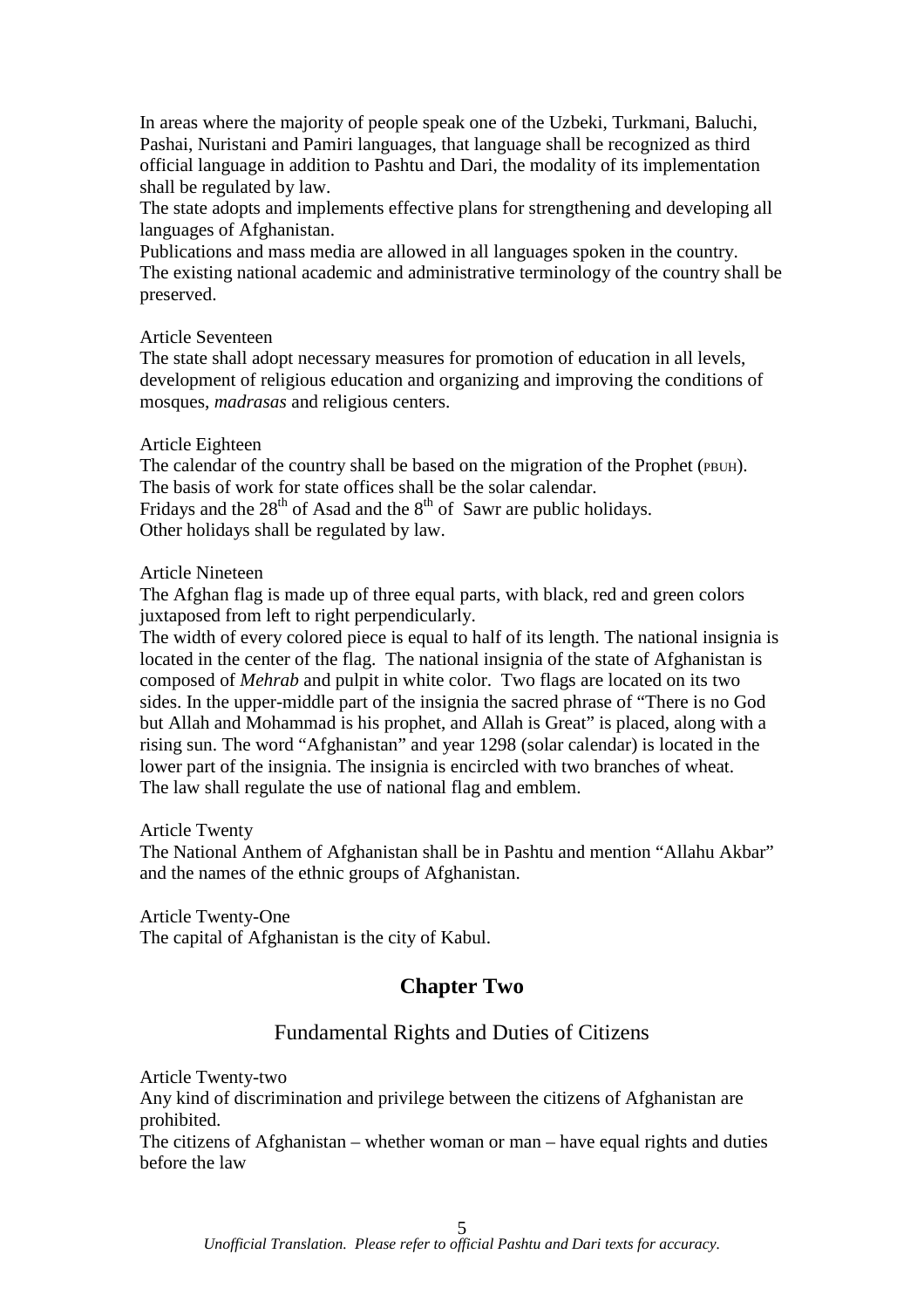In areas where the majority of people speak one of the Uzbeki, Turkmani, Baluchi, Pashai, Nuristani and Pamiri languages, that language shall be recognized as third official language in addition to Pashtu and Dari, the modality of its implementation shall be regulated by law.

The state adopts and implements effective plans for strengthening and developing all languages of Afghanistan.

Publications and mass media are allowed in all languages spoken in the country.

The existing national academic and administrative terminology of the country shall be preserved.

Article Seventeen

The state shall adopt necessary measures for promotion of education in all levels, development of religious education and organizing and improving the conditions of mosques, *madrasas* and religious centers.

Article Eighteen

The calendar of the country shall be based on the migration of the Prophet (PBUH).

The basis of work for state offices shall be the solar calendar.

Fridays and the 28th of Asad and the 8th of Sawr are public holidays.

Other holidays shall be regulated by law.

Article Nineteen

The Afghan flag is made up of three equal parts, with black, red and green colors juxtaposed from left to right perpendicularly.

The width of every colored piece is equal to half of its length. The national insignia is located in the center of the flag. The national insignia of the state of Afghanistan is composed of *Mehrab* and pulpit in white color. Two flags are located on its two sides. In the upper-middle part of the insignia the sacred phrase of "There is no God but Allah and Mohammad is his prophet, and Allah is Great" is placed, along with a rising sun. The word "Afghanistan" and year 1298 (solar calendar) is located in the lower part of the insignia. The insignia is encircled with two branches of wheat.

The law shall regulate the use of national flag and emblem.

Article Twenty

The National Anthem of Afghanistan shall be in Pashtu and mention "Allahu Akbar" and the names of the ethnic groups of Afghanistan.

Article Twenty-One

The capital of Afghanistan is the city of Kabul.

## Chapter Two

### Fundamental Rights and Duties of Citizens

Article Twenty-two

Any kind of discrimination and privilege between the citizens of Afghanistan are prohibited.

The citizens of Afghanistan – whether woman or man – have equal rights and duties before the law

*Unofficial Translation. Please refer to official Pashtu and Dari texts for accuracy.*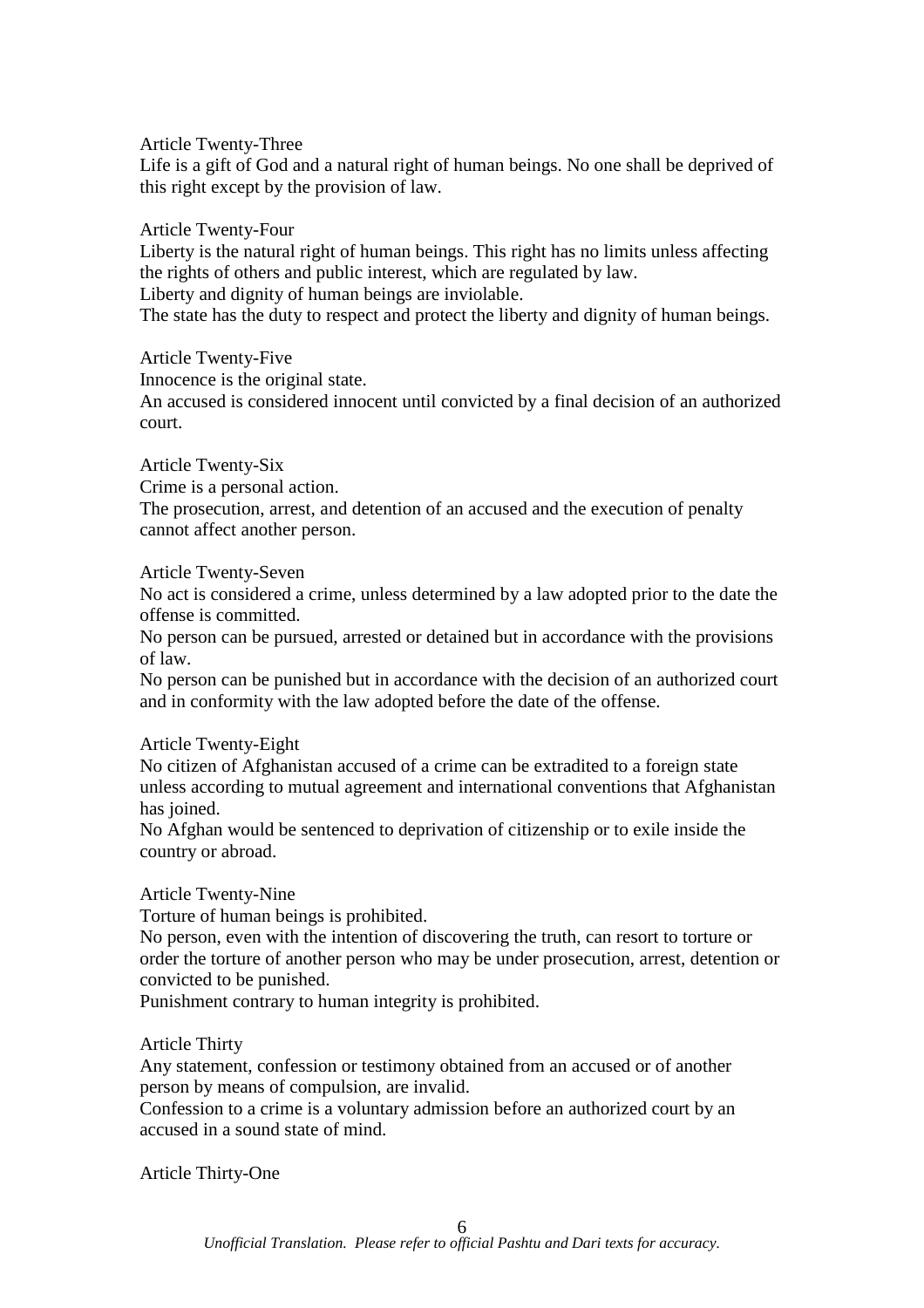Article Twenty-Three

Life is a gift of God and a natural right of human beings. No one shall be deprived of this right except by the provision of law.

Article Twenty-Four

Liberty is the natural right of human beings. This right has no limits unless affecting the rights of others and public interest, which are regulated by law.

Liberty and dignity of human beings are inviolable.

The state has the duty to respect and protect the liberty and dignity of human beings.

Article Twenty-Five

Innocence is the original state.

An accused is considered innocent until convicted by a final decision of an authorized court.

Article Twenty-Six

Crime is a personal action.

The prosecution, arrest, and detention of an accused and the execution of penalty cannot affect another person.

Article Twenty-Seven

No act is considered a crime, unless determined by a law adopted prior to the date the offense is committed.

No person can be pursued, arrested or detained but in accordance with the provisions of law.

No person can be punished but in accordance with the decision of an authorized court and in conformity with the law adopted before the date of the offense.

Article Twenty-Eight

No citizen of Afghanistan accused of a crime can be extradited to a foreign state unless according to mutual agreement and international conventions that Afghanistan has joined.

No Afghan would be sentenced to deprivation of citizenship or to exile inside the country or abroad.

Article Twenty-Nine

Torture of human beings is prohibited.

No person, even with the intention of discovering the truth, can resort to torture or order the torture of another person who may be under prosecution, arrest, detention or convicted to be punished.

Punishment contrary to human integrity is prohibited.

Article Thirty

Any statement, confession or testimony obtained from an accused or of another person by means of compulsion, are invalid.

Confession to a crime is a voluntary admission before an authorized court by an accused in a sound state of mind.

Article Thirty-One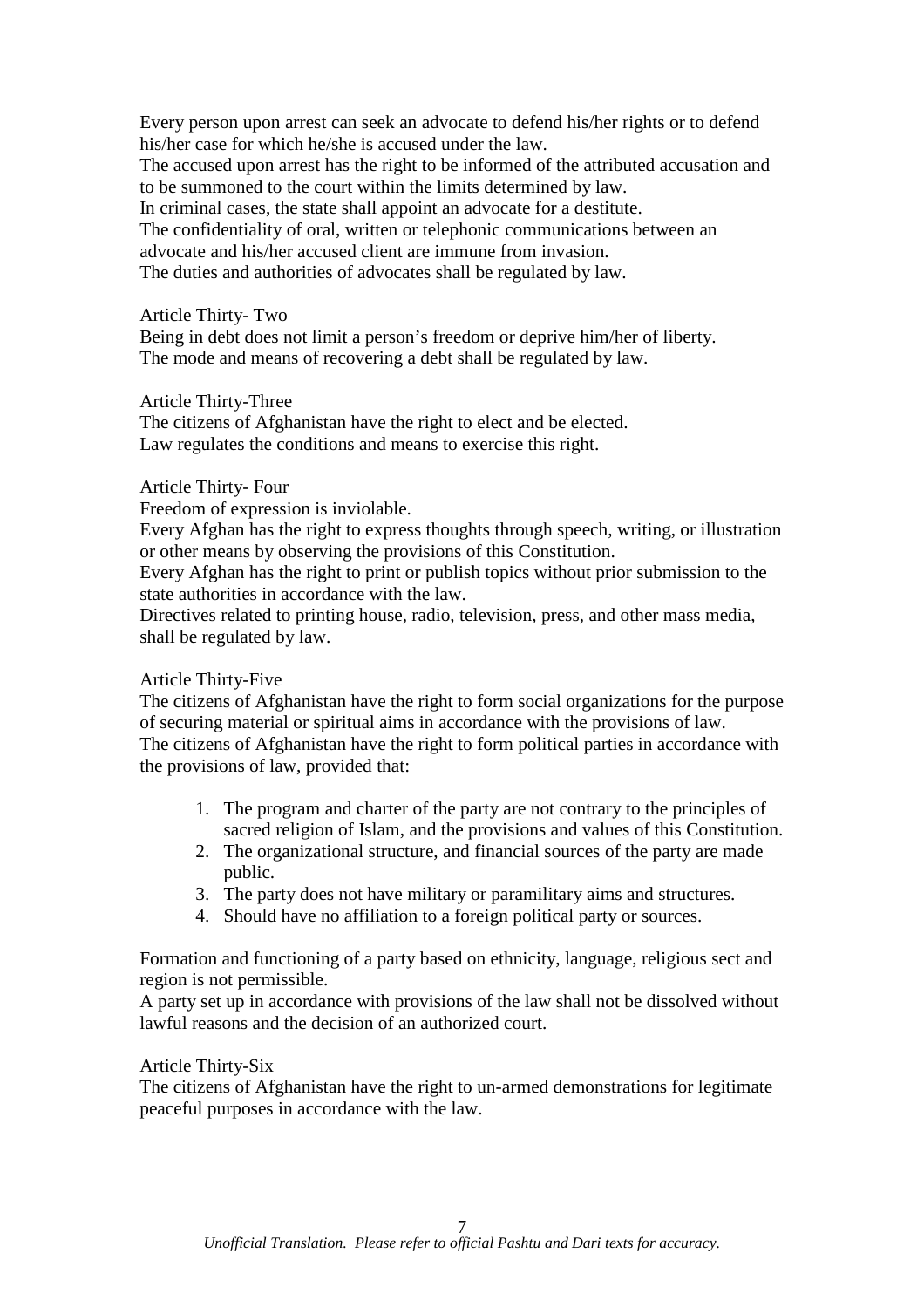Every person upon arrest can seek an advocate to defend his/her rights or to defend his/her case for which he/she is accused under the law.
The accused upon arrest has the right to be informed of the attributed accusation and to be summoned to the court within the limits determined by law.
In criminal cases, the state shall appoint an advocate for a destitute.
The confidentiality of oral, written or telephonic communications between an advocate and his/her accused client are immune from invasion.
The duties and authorities of advocates shall be regulated by law.

Article Thirty- Two
Being in debt does not limit a person's freedom or deprive him/her of liberty.
The mode and means of recovering a debt shall be regulated by law.

Article Thirty-Three
The citizens of Afghanistan have the right to elect and be elected.
Law regulates the conditions and means to exercise this right.

Article Thirty- Four
Freedom of expression is inviolable.
Every Afghan has the right to express thoughts through speech, writing, or illustration or other means by observing the provisions of this Constitution.
Every Afghan has the right to print or publish topics without prior submission to the state authorities in accordance with the law.
Directives related to printing house, radio, television, press, and other mass media, shall be regulated by law.

Article Thirty-Five
The citizens of Afghanistan have the right to form social organizations for the purpose of securing material or spiritual aims in accordance with the provisions of law.
The citizens of Afghanistan have the right to form political parties in accordance with the provisions of law, provided that:

1. The program and charter of the party are not contrary to the principles of sacred religion of Islam, and the provisions and values of this Constitution.
2. The organizational structure, and financial sources of the party are made public.
3. The party does not have military or paramilitary aims and structures.
4. Should have no affiliation to a foreign political party or sources.

Formation and functioning of a party based on ethnicity, language, religious sect and region is not permissible.
A party set up in accordance with provisions of the law shall not be dissolved without lawful reasons and the decision of an authorized court.

Article Thirty-Six
The citizens of Afghanistan have the right to un-armed demonstrations for legitimate peaceful purposes in accordance with the law.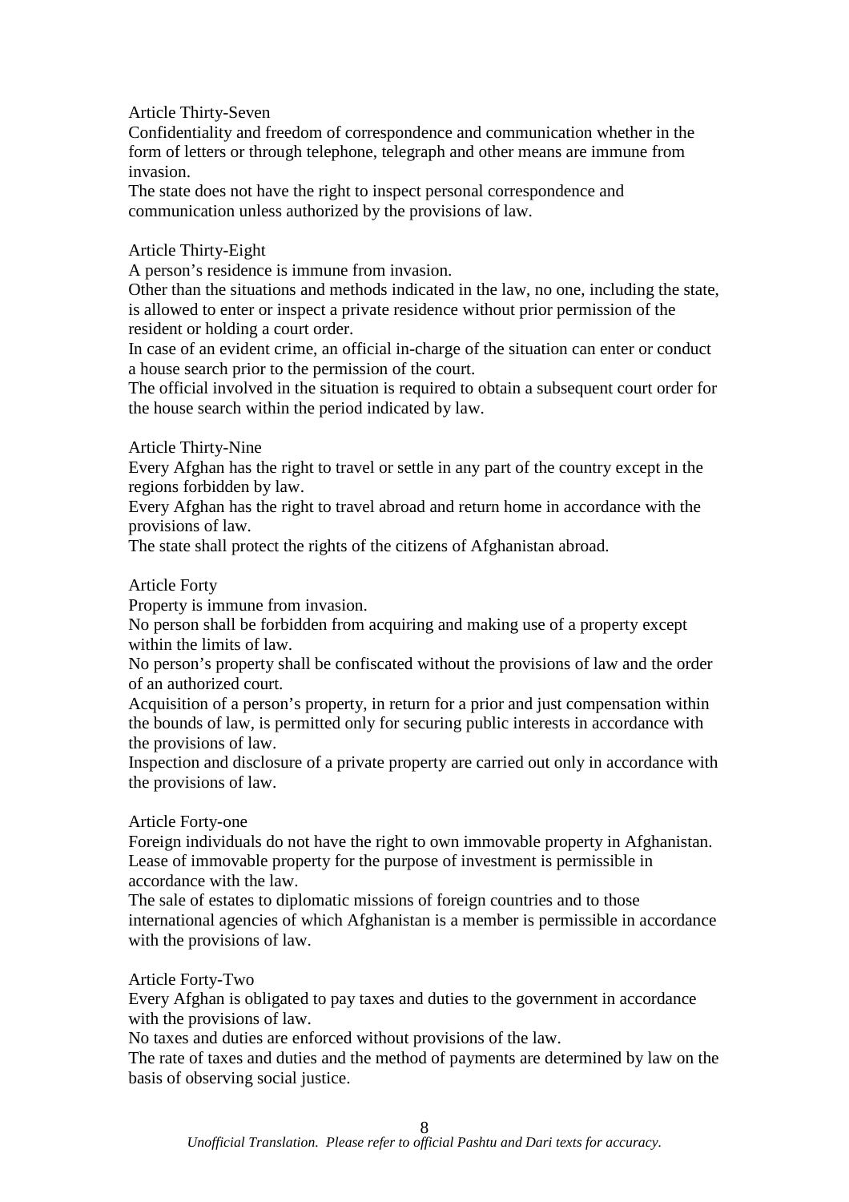Article Thirty-Seven

Confidentiality and freedom of correspondence and communication whether in the form of letters or through telephone, telegraph and other means are immune from invasion.

The state does not have the right to inspect personal correspondence and communication unless authorized by the provisions of law.

Article Thirty-Eight

A person's residence is immune from invasion.

Other than the situations and methods indicated in the law, no one, including the state, is allowed to enter or inspect a private residence without prior permission of the resident or holding a court order.

In case of an evident crime, an official in-charge of the situation can enter or conduct a house search prior to the permission of the court.

The official involved in the situation is required to obtain a subsequent court order for the house search within the period indicated by law.

Article Thirty-Nine

Every Afghan has the right to travel or settle in any part of the country except in the regions forbidden by law.

Every Afghan has the right to travel abroad and return home in accordance with the provisions of law.

The state shall protect the rights of the citizens of Afghanistan abroad.

Article Forty

Property is immune from invasion.

No person shall be forbidden from acquiring and making use of a property except within the limits of law.

No person's property shall be confiscated without the provisions of law and the order of an authorized court.

Acquisition of a person's property, in return for a prior and just compensation within the bounds of law, is permitted only for securing public interests in accordance with the provisions of law.

Inspection and disclosure of a private property are carried out only in accordance with the provisions of law.

Article Forty-one

Foreign individuals do not have the right to own immovable property in Afghanistan.

Lease of immovable property for the purpose of investment is permissible in accordance with the law.

The sale of estates to diplomatic missions of foreign countries and to those international agencies of which Afghanistan is a member is permissible in accordance with the provisions of law.

Article Forty-Two

Every Afghan is obligated to pay taxes and duties to the government in accordance with the provisions of law.

No taxes and duties are enforced without provisions of the law.

The rate of taxes and duties and the method of payments are determined by law on the basis of observing social justice.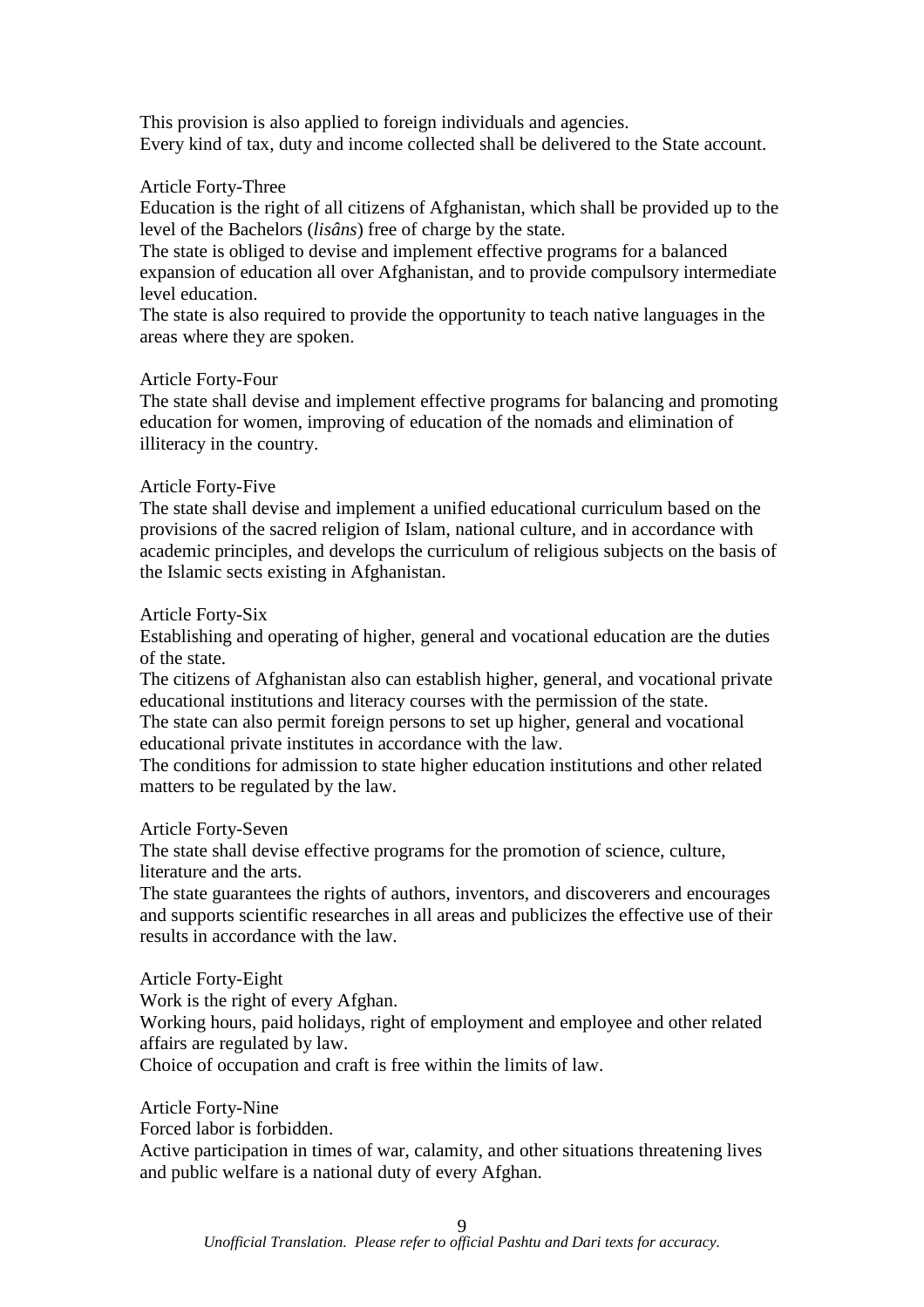This provision is also applied to foreign individuals and agencies.
Every kind of tax, duty and income collected shall be delivered to the State account.

Article Forty-Three

Education is the right of all citizens of Afghanistan, which shall be provided up to the level of the Bachelors (*lisâns*) free of charge by the state.
The state is obliged to devise and implement effective programs for a balanced expansion of education all over Afghanistan, and to provide compulsory intermediate level education.
The state is also required to provide the opportunity to teach native languages in the areas where they are spoken.

Article Forty-Four

The state shall devise and implement effective programs for balancing and promoting education for women, improving of education of the nomads and elimination of illiteracy in the country.

Article Forty-Five

The state shall devise and implement a unified educational curriculum based on the provisions of the sacred religion of Islam, national culture, and in accordance with academic principles, and develops the curriculum of religious subjects on the basis of the Islamic sects existing in Afghanistan.

Article Forty-Six

Establishing and operating of higher, general and vocational education are the duties of the state.
The citizens of Afghanistan also can establish higher, general, and vocational private educational institutions and literacy courses with the permission of the state.
The state can also permit foreign persons to set up higher, general and vocational educational private institutes in accordance with the law.
The conditions for admission to state higher education institutions and other related matters to be regulated by the law.

Article Forty-Seven

The state shall devise effective programs for the promotion of science, culture, literature and the arts.
The state guarantees the rights of authors, inventors, and discoverers and encourages and supports scientific researches in all areas and publicizes the effective use of their results in accordance with the law.

Article Forty-Eight

Work is the right of every Afghan.
Working hours, paid holidays, right of employment and employee and other related affairs are regulated by law.
Choice of occupation and craft is free within the limits of law.

Article Forty-Nine

Forced labor is forbidden.
Active participation in times of war, calamity, and other situations threatening lives and public welfare is a national duty of every Afghan.

*Unofficial Translation. Please refer to official Pashtu and Dari texts for accuracy.*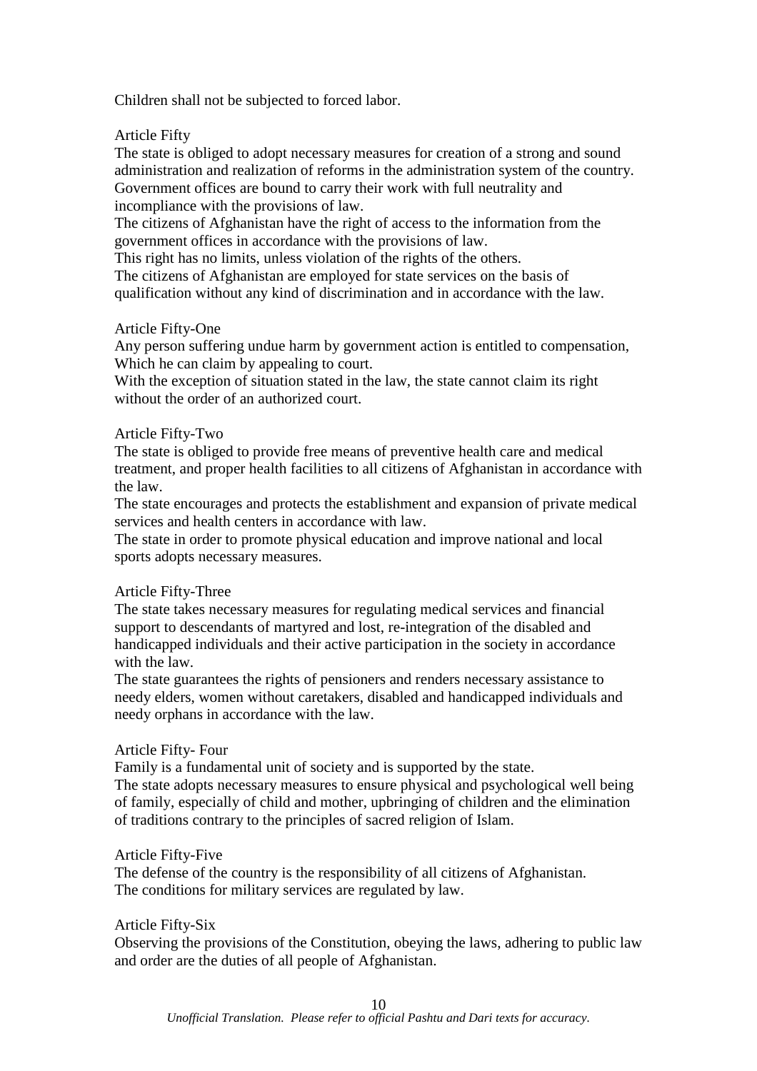Children shall not be subjected to forced labor.

Article Fifty

The state is obliged to adopt necessary measures for creation of a strong and sound administration and realization of reforms in the administration system of the country. Government offices are bound to carry their work with full neutrality and incompliance with the provisions of law.

The citizens of Afghanistan have the right of access to the information from the government offices in accordance with the provisions of law.

This right has no limits, unless violation of the rights of the others.

The citizens of Afghanistan are employed for state services on the basis of qualification without any kind of discrimination and in accordance with the law.

Article Fifty-One

Any person suffering undue harm by government action is entitled to compensation, Which he can claim by appealing to court.

With the exception of situation stated in the law, the state cannot claim its right without the order of an authorized court.

Article Fifty-Two

The state is obliged to provide free means of preventive health care and medical treatment, and proper health facilities to all citizens of Afghanistan in accordance with the law.

The state encourages and protects the establishment and expansion of private medical services and health centers in accordance with law.

The state in order to promote physical education and improve national and local sports adopts necessary measures.

Article Fifty-Three

The state takes necessary measures for regulating medical services and financial support to descendants of martyred and lost, re-integration of the disabled and handicapped individuals and their active participation in the society in accordance with the law.

The state guarantees the rights of pensioners and renders necessary assistance to needy elders, women without caretakers, disabled and handicapped individuals and needy orphans in accordance with the law.

Article Fifty- Four

Family is a fundamental unit of society and is supported by the state.

The state adopts necessary measures to ensure physical and psychological well being of family, especially of child and mother, upbringing of children and the elimination of traditions contrary to the principles of sacred religion of Islam.

Article Fifty-Five

The defense of the country is the responsibility of all citizens of Afghanistan.

The conditions for military services are regulated by law.

Article Fifty-Six

Observing the provisions of the Constitution, obeying the laws, adhering to public law and order are the duties of all people of Afghanistan.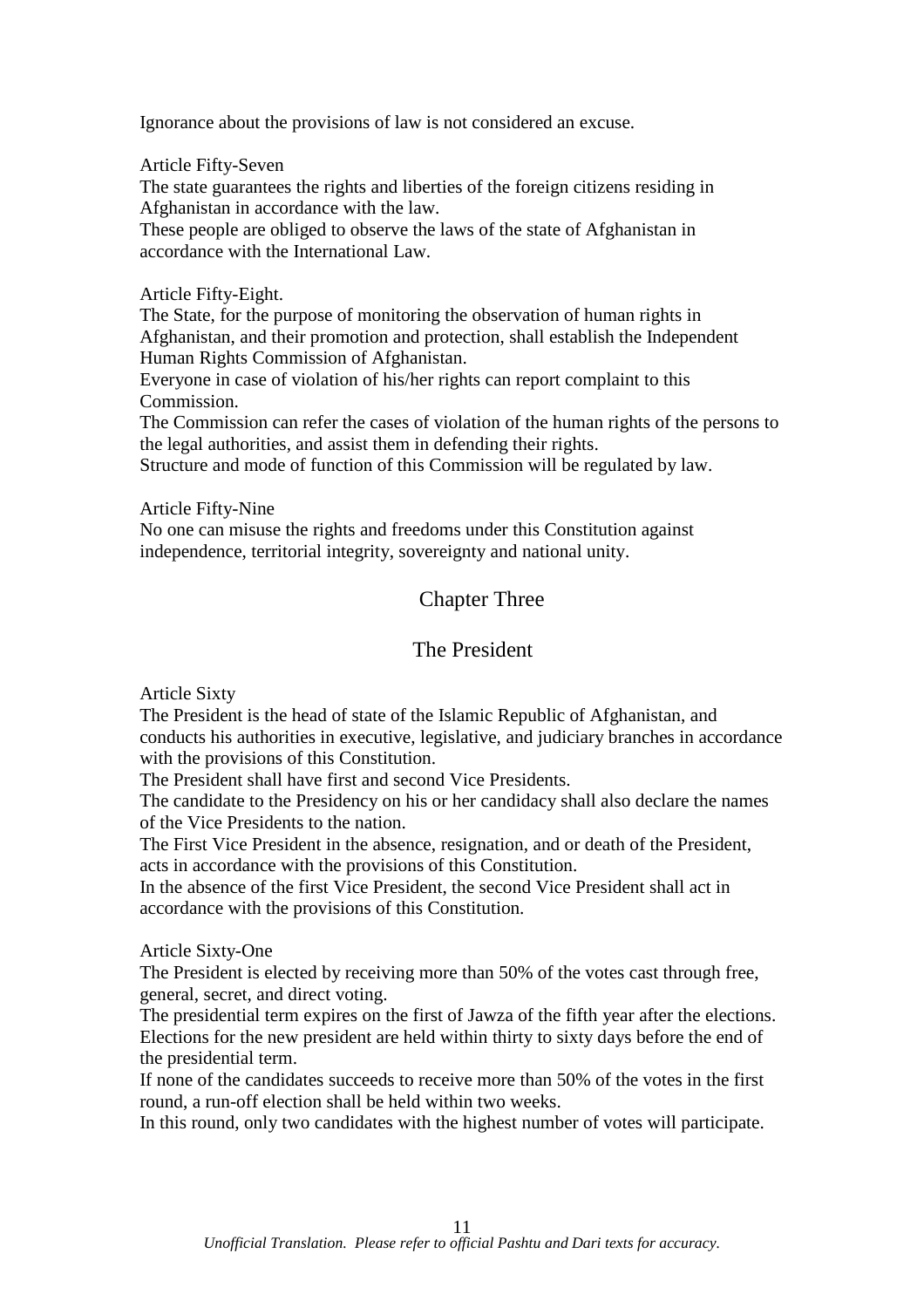Ignorance about the provisions of law is not considered an excuse.

Article Fifty-Seven

The state guarantees the rights and liberties of the foreign citizens residing in Afghanistan in accordance with the law.

These people are obliged to observe the laws of the state of Afghanistan in accordance with the International Law.

Article Fifty-Eight.

The State, for the purpose of monitoring the observation of human rights in Afghanistan, and their promotion and protection, shall establish the Independent Human Rights Commission of Afghanistan.

Everyone in case of violation of his/her rights can report complaint to this Commission.

The Commission can refer the cases of violation of the human rights of the persons to the legal authorities, and assist them in defending their rights.

Structure and mode of function of this Commission will be regulated by law.

Article Fifty-Nine

No one can misuse the rights and freedoms under this Constitution against independence, territorial integrity, sovereignty and national unity.

## Chapter Three

## The President

Article Sixty

The President is the head of state of the Islamic Republic of Afghanistan, and conducts his authorities in executive, legislative, and judiciary branches in accordance with the provisions of this Constitution.

The President shall have first and second Vice Presidents.

The candidate to the Presidency on his or her candidacy shall also declare the names of the Vice Presidents to the nation.

The First Vice President in the absence, resignation, and or death of the President, acts in accordance with the provisions of this Constitution.

In the absence of the first Vice President, the second Vice President shall act in accordance with the provisions of this Constitution.

Article Sixty-One

The President is elected by receiving more than 50% of the votes cast through free, general, secret, and direct voting.

The presidential term expires on the first of Jawza of the fifth year after the elections.

Elections for the new president are held within thirty to sixty days before the end of the presidential term.

If none of the candidates succeeds to receive more than 50% of the votes in the first round, a run-off election shall be held within two weeks.

In this round, only two candidates with the highest number of votes will participate.

*Unofficial Translation. Please refer to official Pashtu and Dari texts for accuracy.*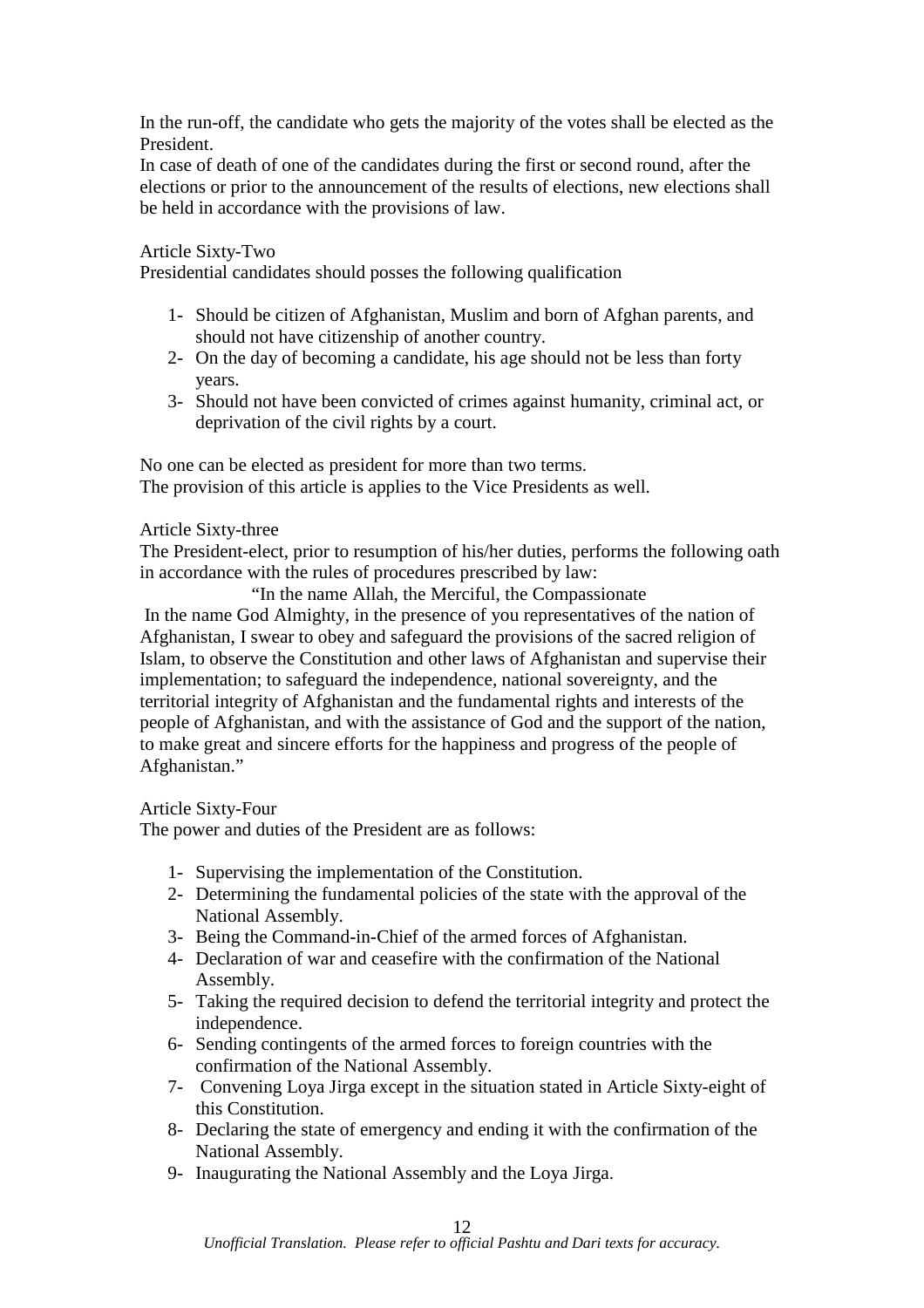In the run-off, the candidate who gets the majority of the votes shall be elected as the President.
In case of death of one of the candidates during the first or second round, after the elections or prior to the announcement of the results of elections, new elections shall be held in accordance with the provisions of law.

Article Sixty-Two
Presidential candidates should posses the following qualification

1- Should be citizen of Afghanistan, Muslim and born of Afghan parents, and should not have citizenship of another country.
2- On the day of becoming a candidate, his age should not be less than forty years.
3- Should not have been convicted of crimes against humanity, criminal act, or deprivation of the civil rights by a court.

No one can be elected as president for more than two terms.
The provision of this article is applies to the Vice Presidents as well.

Article Sixty-three
The President-elect, prior to resumption of his/her duties, performs the following oath in accordance with the rules of procedures prescribed by law:

"In the name Allah, the Merciful, the Compassionate
In the name God Almighty, in the presence of you representatives of the nation of Afghanistan, I swear to obey and safeguard the provisions of the sacred religion of Islam, to observe the Constitution and other laws of Afghanistan and supervise their implementation; to safeguard the independence, national sovereignty, and the territorial integrity of Afghanistan and the fundamental rights and interests of the people of Afghanistan, and with the assistance of God and the support of the nation, to make great and sincere efforts for the happiness and progress of the people of Afghanistan."

Article Sixty-Four
The power and duties of the President are as follows:

1- Supervising the implementation of the Constitution.
2- Determining the fundamental policies of the state with the approval of the National Assembly.
3- Being the Command-in-Chief of the armed forces of Afghanistan.
4- Declaration of war and ceasefire with the confirmation of the National Assembly.
5- Taking the required decision to defend the territorial integrity and protect the independence.
6- Sending contingents of the armed forces to foreign countries with the confirmation of the National Assembly.
7- Convening Loya Jirga except in the situation stated in Article Sixty-eight of this Constitution.
8- Declaring the state of emergency and ending it with the confirmation of the National Assembly.
9- Inaugurating the National Assembly and the Loya Jirga.

*Unofficial Translation. Please refer to official Pashtu and Dari texts for accuracy.*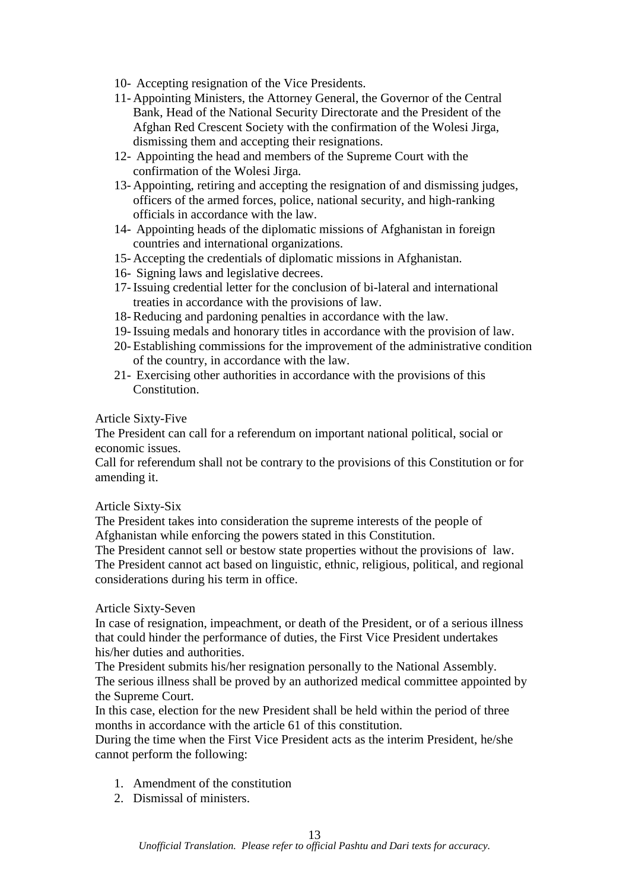10- Accepting resignation of the Vice Presidents.
11- Appointing Ministers, the Attorney General, the Governor of the Central Bank, Head of the National Security Directorate and the President of the Afghan Red Crescent Society with the confirmation of the Wolesi Jirga, dismissing them and accepting their resignations.
12- Appointing the head and members of the Supreme Court with the confirmation of the Wolesi Jirga.
13- Appointing, retiring and accepting the resignation of and dismissing judges, officers of the armed forces, police, national security, and high-ranking officials in accordance with the law.
14- Appointing heads of the diplomatic missions of Afghanistan in foreign countries and international organizations.
15- Accepting the credentials of diplomatic missions in Afghanistan.
16- Signing laws and legislative decrees.
17- Issuing credential letter for the conclusion of bi-lateral and international treaties in accordance with the provisions of law.
18- Reducing and pardoning penalties in accordance with the law.
19- Issuing medals and honorary titles in accordance with the provision of law.
20- Establishing commissions for the improvement of the administrative condition of the country, in accordance with the law.
21- Exercising other authorities in accordance with the provisions of this Constitution.

Article Sixty-Five

The President can call for a referendum on important national political, social or economic issues.
Call for referendum shall not be contrary to the provisions of this Constitution or for amending it.

Article Sixty-Six

The President takes into consideration the supreme interests of the people of Afghanistan while enforcing the powers stated in this Constitution.
The President cannot sell or bestow state properties without the provisions of law.
The President cannot act based on linguistic, ethnic, religious, political, and regional considerations during his term in office.

Article Sixty-Seven

In case of resignation, impeachment, or death of the President, or of a serious illness that could hinder the performance of duties, the First Vice President undertakes his/her duties and authorities.
The President submits his/her resignation personally to the National Assembly.
The serious illness shall be proved by an authorized medical committee appointed by the Supreme Court.
In this case, election for the new President shall be held within the period of three months in accordance with the article 61 of this constitution.
During the time when the First Vice President acts as the interim President, he/she cannot perform the following:

1. Amendment of the constitution
2. Dismissal of ministers.

*Unofficial Translation. Please refer to official Pashtu and Dari texts for accuracy.*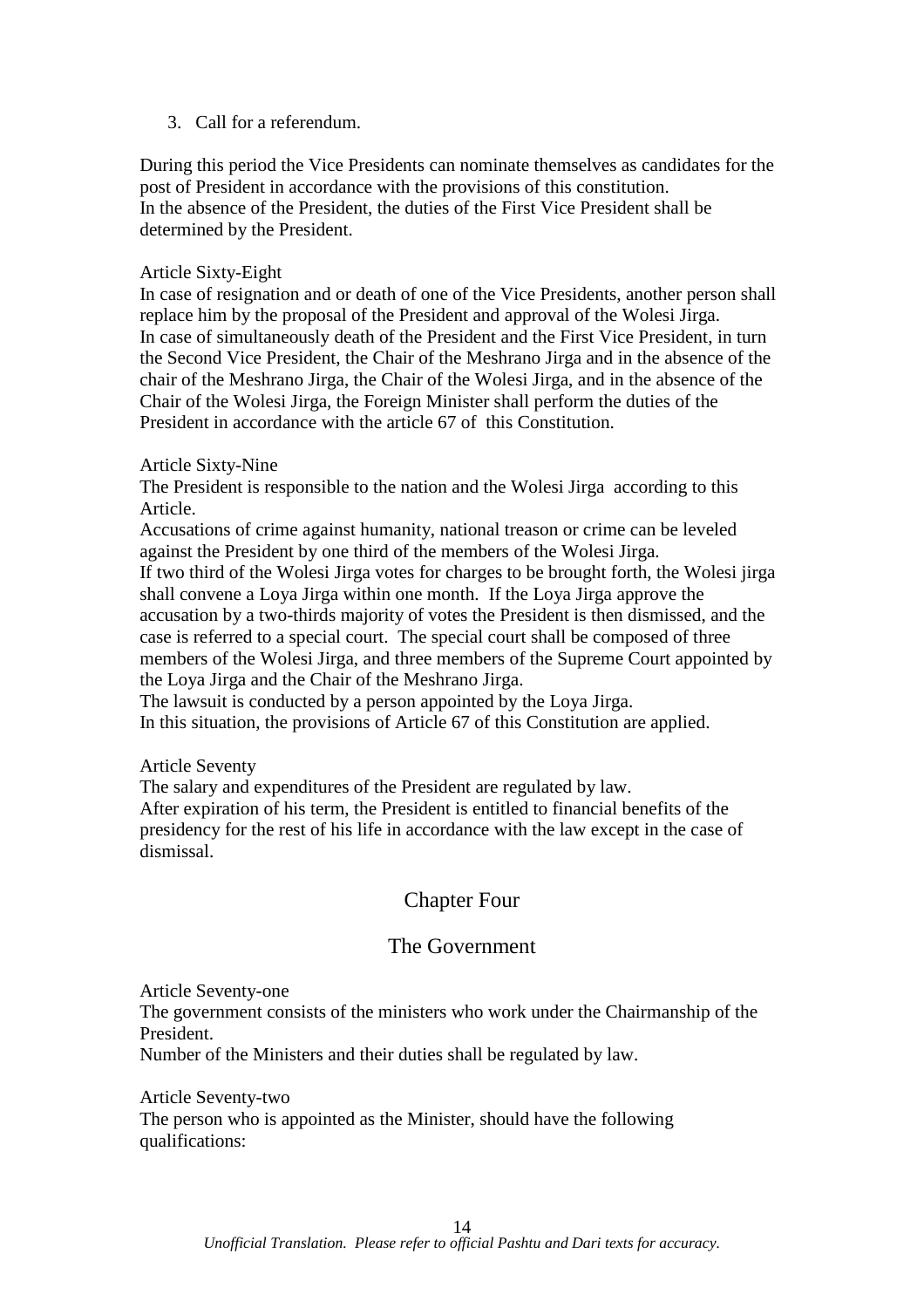3. Call for a referendum.

During this period the Vice Presidents can nominate themselves as candidates for the post of President in accordance with the provisions of this constitution.
In the absence of the President, the duties of the First Vice President shall be determined by the President.

Article Sixty-Eight
In case of resignation and or death of one of the Vice Presidents, another person shall replace him by the proposal of the President and approval of the Wolesi Jirga.
In case of simultaneously death of the President and the First Vice President, in turn the Second Vice President, the Chair of the Meshrano Jirga and in the absence of the chair of the Meshrano Jirga, the Chair of the Wolesi Jirga, and in the absence of the Chair of the Wolesi Jirga, the Foreign Minister shall perform the duties of the President in accordance with the article 67 of this Constitution.

Article Sixty-Nine
The President is responsible to the nation and the Wolesi Jirga according to this Article.
Accusations of crime against humanity, national treason or crime can be leveled against the President by one third of the members of the Wolesi Jirga.
If two third of the Wolesi Jirga votes for charges to be brought forth, the Wolesi jirga shall convene a Loya Jirga within one month. If the Loya Jirga approve the accusation by a two-thirds majority of votes the President is then dismissed, and the case is referred to a special court. The special court shall be composed of three members of the Wolesi Jirga, and three members of the Supreme Court appointed by the Loya Jirga and the Chair of the Meshrano Jirga.
The lawsuit is conducted by a person appointed by the Loya Jirga.
In this situation, the provisions of Article 67 of this Constitution are applied.

Article Seventy
The salary and expenditures of the President are regulated by law.
After expiration of his term, the President is entitled to financial benefits of the presidency for the rest of his life in accordance with the law except in the case of dismissal.

## Chapter Four

## The Government

Article Seventy-one
The government consists of the ministers who work under the Chairmanship of the President.
Number of the Ministers and their duties shall be regulated by law.

Article Seventy-two
The person who is appointed as the Minister, should have the following qualifications: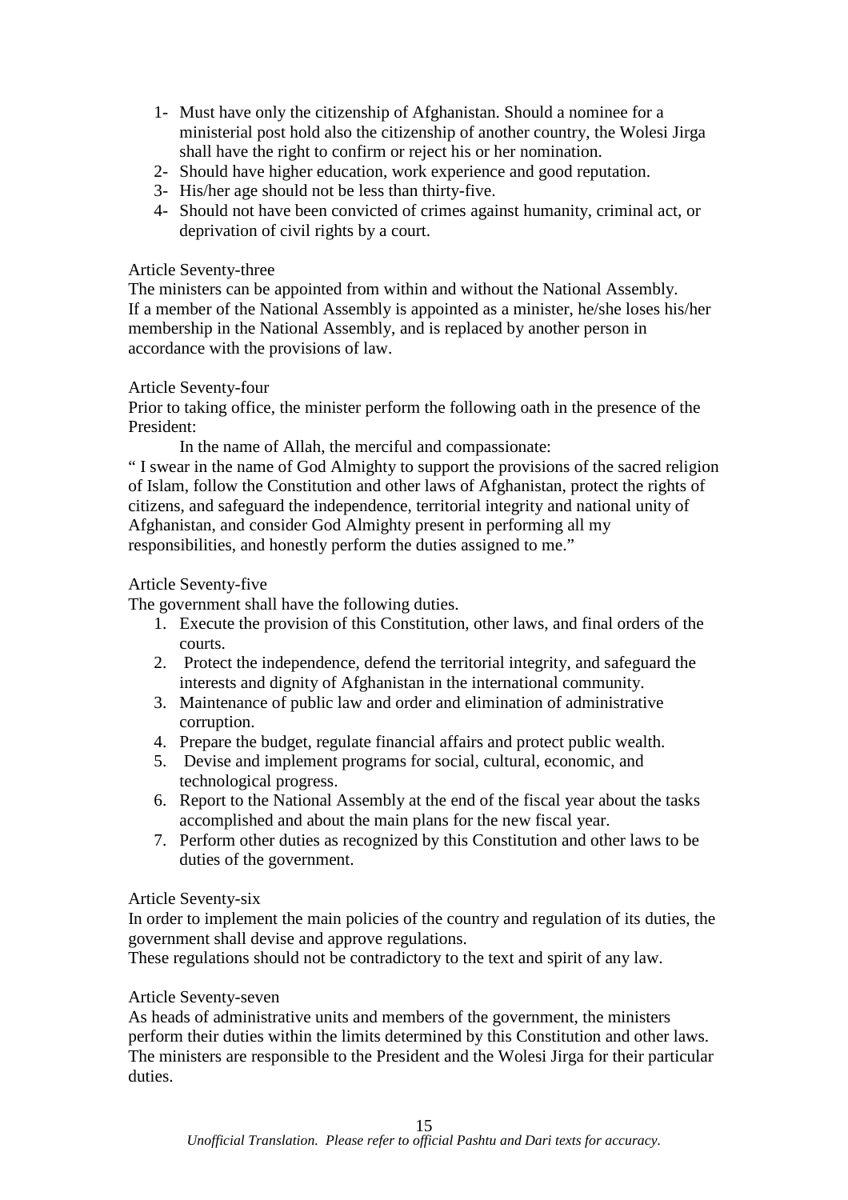1- Must have only the citizenship of Afghanistan. Should a nominee for a ministerial post hold also the citizenship of another country, the Wolesi Jirga shall have the right to confirm or reject his or her nomination.
2- Should have higher education, work experience and good reputation.
3- His/her age should not be less than thirty-five.
4- Should not have been convicted of crimes against humanity, criminal act, or deprivation of civil rights by a court.

Article Seventy-three

The ministers can be appointed from within and without the National Assembly. If a member of the National Assembly is appointed as a minister, he/she loses his/her membership in the National Assembly, and is replaced by another person in accordance with the provisions of law.

Article Seventy-four

Prior to taking office, the minister perform the following oath in the presence of the President:

In the name of Allah, the merciful and compassionate:

" I swear in the name of God Almighty to support the provisions of the sacred religion of Islam, follow the Constitution and other laws of Afghanistan, protect the rights of citizens, and safeguard the independence, territorial integrity and national unity of Afghanistan, and consider God Almighty present in performing all my responsibilities, and honestly perform the duties assigned to me."

Article Seventy-five

The government shall have the following duties.

1. Execute the provision of this Constitution, other laws, and final orders of the courts.
2. Protect the independence, defend the territorial integrity, and safeguard the interests and dignity of Afghanistan in the international community.
3. Maintenance of public law and order and elimination of administrative corruption.
4. Prepare the budget, regulate financial affairs and protect public wealth.
5. Devise and implement programs for social, cultural, economic, and technological progress.
6. Report to the National Assembly at the end of the fiscal year about the tasks accomplished and about the main plans for the new fiscal year.
7. Perform other duties as recognized by this Constitution and other laws to be duties of the government.

Article Seventy-six

In order to implement the main policies of the country and regulation of its duties, the government shall devise and approve regulations.

These regulations should not be contradictory to the text and spirit of any law.

Article Seventy-seven

As heads of administrative units and members of the government, the ministers perform their duties within the limits determined by this Constitution and other laws. The ministers are responsible to the President and the Wolesi Jirga for their particular duties.

*Unofficial Translation. Please refer to official Pashtu and Dari texts for accuracy.*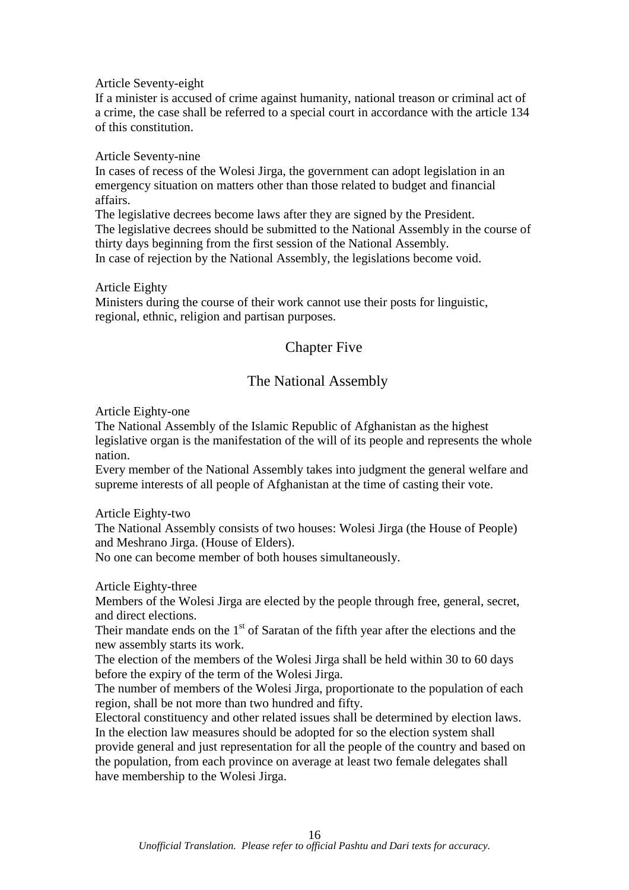Article Seventy-eight

If a minister is accused of crime against humanity, national treason or criminal act of a crime, the case shall be referred to a special court in accordance with the article 134 of this constitution.

Article Seventy-nine

In cases of recess of the Wolesi Jirga, the government can adopt legislation in an emergency situation on matters other than those related to budget and financial affairs.

The legislative decrees become laws after they are signed by the President.

The legislative decrees should be submitted to the National Assembly in the course of thirty days beginning from the first session of the National Assembly.

In case of rejection by the National Assembly, the legislations become void.

Article Eighty

Ministers during the course of their work cannot use their posts for linguistic, regional, ethnic, religion and partisan purposes.

## Chapter Five

## The National Assembly

Article Eighty-one

The National Assembly of the Islamic Republic of Afghanistan as the highest legislative organ is the manifestation of the will of its people and represents the whole nation.

Every member of the National Assembly takes into judgment the general welfare and supreme interests of all people of Afghanistan at the time of casting their vote.

Article Eighty-two

The National Assembly consists of two houses: Wolesi Jirga (the House of People) and Meshrano Jirga. (House of Elders).

No one can become member of both houses simultaneously.

Article Eighty-three

Members of the Wolesi Jirga are elected by the people through free, general, secret, and direct elections.

Their mandate ends on the 1st of Saratan of the fifth year after the elections and the new assembly starts its work.

The election of the members of the Wolesi Jirga shall be held within 30 to 60 days before the expiry of the term of the Wolesi Jirga.

The number of members of the Wolesi Jirga, proportionate to the population of each region, shall be not more than two hundred and fifty.

Electoral constituency and other related issues shall be determined by election laws.

In the election law measures should be adopted for so the election system shall provide general and just representation for all the people of the country and based on the population, from each province on average at least two female delegates shall have membership to the Wolesi Jirga.

*Unofficial Translation. Please refer to official Pashtu and Dari texts for accuracy.*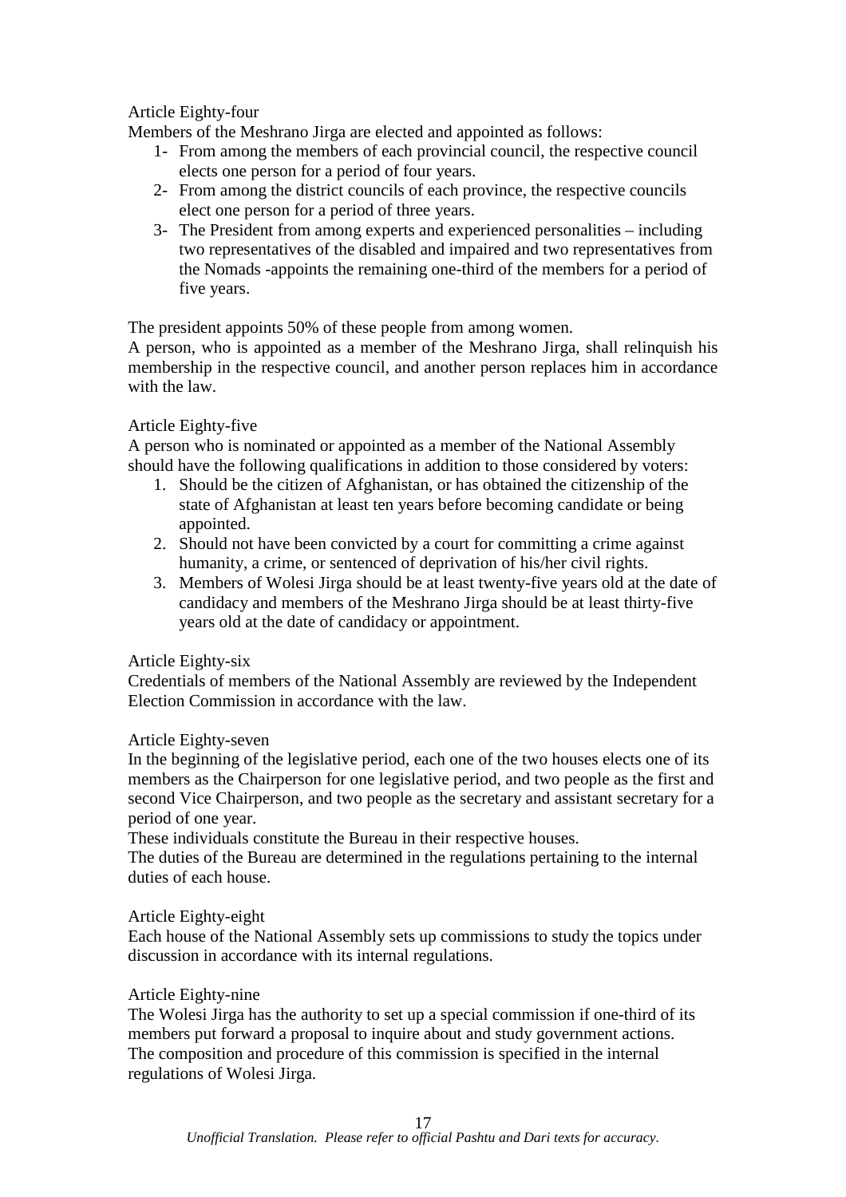Article Eighty-four

Members of the Meshrano Jirga are elected and appointed as follows:

1- From among the members of each provincial council, the respective council elects one person for a period of four years.
2- From among the district councils of each province, the respective councils elect one person for a period of three years.
3- The President from among experts and experienced personalities – including two representatives of the disabled and impaired and two representatives from the Nomads -appoints the remaining one-third of the members for a period of five years.

The president appoints 50% of these people from among women.

A person, who is appointed as a member of the Meshrano Jirga, shall relinquish his membership in the respective council, and another person replaces him in accordance with the law.

Article Eighty-five

A person who is nominated or appointed as a member of the National Assembly should have the following qualifications in addition to those considered by voters:

1. Should be the citizen of Afghanistan, or has obtained the citizenship of the state of Afghanistan at least ten years before becoming candidate or being appointed.
2. Should not have been convicted by a court for committing a crime against humanity, a crime, or sentenced of deprivation of his/her civil rights.
3. Members of Wolesi Jirga should be at least twenty-five years old at the date of candidacy and members of the Meshrano Jirga should be at least thirty-five years old at the date of candidacy or appointment.

Article Eighty-six

Credentials of members of the National Assembly are reviewed by the Independent Election Commission in accordance with the law.

Article Eighty-seven

In the beginning of the legislative period, each one of the two houses elects one of its members as the Chairperson for one legislative period, and two people as the first and second Vice Chairperson, and two people as the secretary and assistant secretary for a period of one year.

These individuals constitute the Bureau in their respective houses.

The duties of the Bureau are determined in the regulations pertaining to the internal duties of each house.

Article Eighty-eight

Each house of the National Assembly sets up commissions to study the topics under discussion in accordance with its internal regulations.

Article Eighty-nine

The Wolesi Jirga has the authority to set up a special commission if one-third of its members put forward a proposal to inquire about and study government actions.

The composition and procedure of this commission is specified in the internal regulations of Wolesi Jirga.

*Unofficial Translation. Please refer to official Pashtu and Dari texts for accuracy.*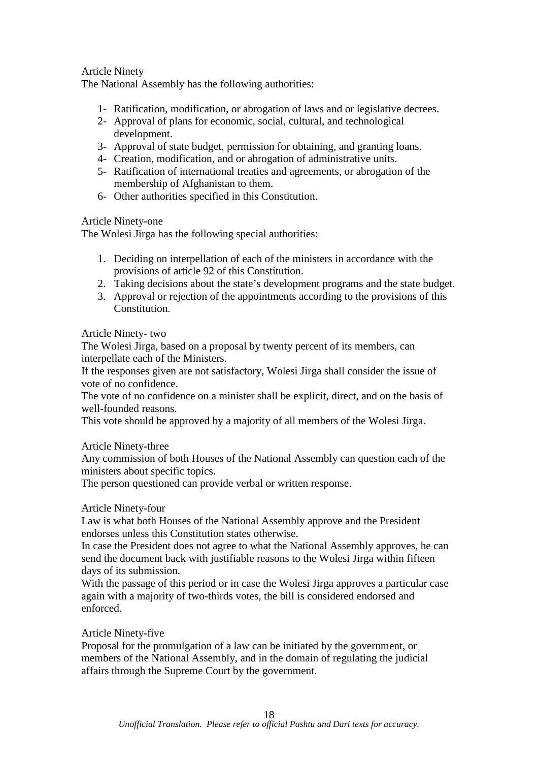Article Ninety

The National Assembly has the following authorities:

1- Ratification, modification, or abrogation of laws and or legislative decrees.
2- Approval of plans for economic, social, cultural, and technological development.
3- Approval of state budget, permission for obtaining, and granting loans.
4- Creation, modification, and or abrogation of administrative units.
5- Ratification of international treaties and agreements, or abrogation of the membership of Afghanistan to them.
6- Other authorities specified in this Constitution.

Article Ninety-one

The Wolesi Jirga has the following special authorities:

1. Deciding on interpellation of each of the ministers in accordance with the provisions of article 92 of this Constitution.
2. Taking decisions about the state's development programs and the state budget.
3. Approval or rejection of the appointments according to the provisions of this Constitution.

Article Ninety- two

The Wolesi Jirga, based on a proposal by twenty percent of its members, can interpellate each of the Ministers.

If the responses given are not satisfactory, Wolesi Jirga shall consider the issue of vote of no confidence.

The vote of no confidence on a minister shall be explicit, direct, and on the basis of well-founded reasons.

This vote should be approved by a majority of all members of the Wolesi Jirga.

Article Ninety-three

Any commission of both Houses of the National Assembly can question each of the ministers about specific topics.

The person questioned can provide verbal or written response.

Article Ninety-four

Law is what both Houses of the National Assembly approve and the President endorses unless this Constitution states otherwise.

In case the President does not agree to what the National Assembly approves, he can send the document back with justifiable reasons to the Wolesi Jirga within fifteen days of its submission.

With the passage of this period or in case the Wolesi Jirga approves a particular case again with a majority of two-thirds votes, the bill is considered endorsed and enforced.

Article Ninety-five

Proposal for the promulgation of a law can be initiated by the government, or members of the National Assembly, and in the domain of regulating the judicial affairs through the Supreme Court by the government.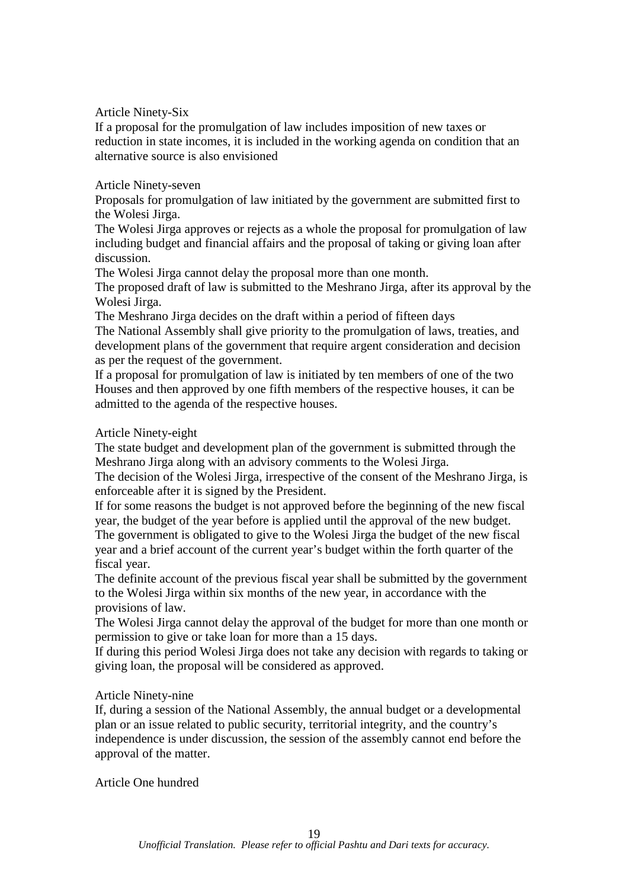Article Ninety-Six

If a proposal for the promulgation of law includes imposition of new taxes or reduction in state incomes, it is included in the working agenda on condition that an alternative source is also envisioned

Article Ninety-seven

Proposals for promulgation of law initiated by the government are submitted first to the Wolesi Jirga.

The Wolesi Jirga approves or rejects as a whole the proposal for promulgation of law including budget and financial affairs and the proposal of taking or giving loan after discussion.

The Wolesi Jirga cannot delay the proposal more than one month.

The proposed draft of law is submitted to the Meshrano Jirga, after its approval by the Wolesi Jirga.

The Meshrano Jirga decides on the draft within a period of fifteen days

The National Assembly shall give priority to the promulgation of laws, treaties, and development plans of the government that require argent consideration and decision as per the request of the government.

If a proposal for promulgation of law is initiated by ten members of one of the two Houses and then approved by one fifth members of the respective houses, it can be admitted to the agenda of the respective houses.

Article Ninety-eight

The state budget and development plan of the government is submitted through the Meshrano Jirga along with an advisory comments to the Wolesi Jirga.

The decision of the Wolesi Jirga, irrespective of the consent of the Meshrano Jirga, is enforceable after it is signed by the President.

If for some reasons the budget is not approved before the beginning of the new fiscal year, the budget of the year before is applied until the approval of the new budget.

The government is obligated to give to the Wolesi Jirga the budget of the new fiscal year and a brief account of the current year's budget within the forth quarter of the fiscal year.

The definite account of the previous fiscal year shall be submitted by the government to the Wolesi Jirga within six months of the new year, in accordance with the provisions of law.

The Wolesi Jirga cannot delay the approval of the budget for more than one month or permission to give or take loan for more than a 15 days.

If during this period Wolesi Jirga does not take any decision with regards to taking or giving loan, the proposal will be considered as approved.

Article Ninety-nine

If, during a session of the National Assembly, the annual budget or a developmental plan or an issue related to public security, territorial integrity, and the country's independence is under discussion, the session of the assembly cannot end before the approval of the matter.

Article One hundred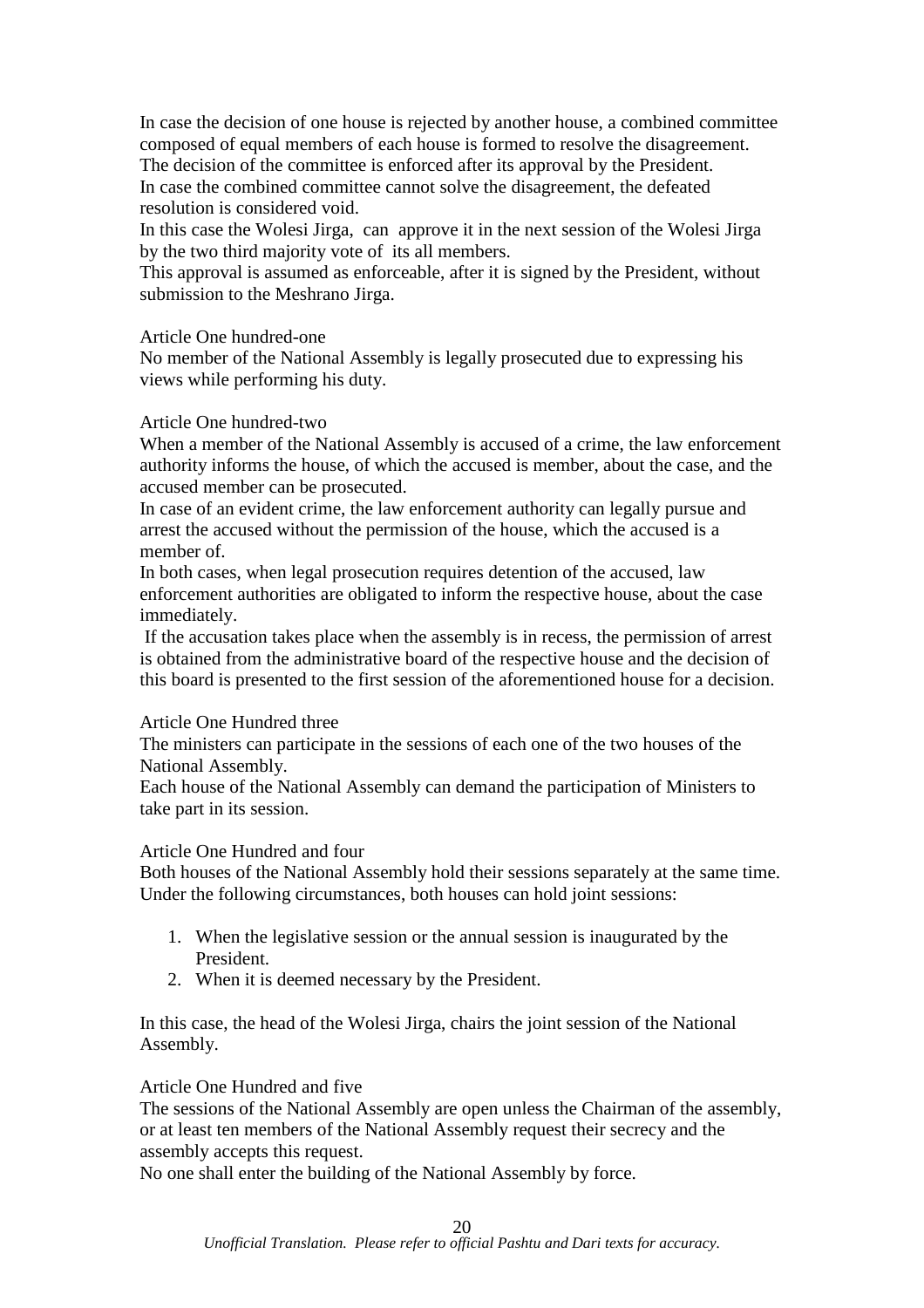In case the decision of one house is rejected by another house, a combined committee composed of equal members of each house is formed to resolve the disagreement. The decision of the committee is enforced after its approval by the President.
In case the combined committee cannot solve the disagreement, the defeated resolution is considered void.
In this case the Wolesi Jirga, can approve it in the next session of the Wolesi Jirga by the two third majority vote of its all members.
This approval is assumed as enforceable, after it is signed by the President, without submission to the Meshrano Jirga.

Article One hundred-one
No member of the National Assembly is legally prosecuted due to expressing his views while performing his duty.

Article One hundred-two
When a member of the National Assembly is accused of a crime, the law enforcement authority informs the house, of which the accused is member, about the case, and the accused member can be prosecuted.
In case of an evident crime, the law enforcement authority can legally pursue and arrest the accused without the permission of the house, which the accused is a member of.
In both cases, when legal prosecution requires detention of the accused, law enforcement authorities are obligated to inform the respective house, about the case immediately.
If the accusation takes place when the assembly is in recess, the permission of arrest is obtained from the administrative board of the respective house and the decision of this board is presented to the first session of the aforementioned house for a decision.

Article One Hundred three
The ministers can participate in the sessions of each one of the two houses of the National Assembly.
Each house of the National Assembly can demand the participation of Ministers to take part in its session.

Article One Hundred and four
Both houses of the National Assembly hold their sessions separately at the same time. Under the following circumstances, both houses can hold joint sessions:

1. When the legislative session or the annual session is inaugurated by the President.
2. When it is deemed necessary by the President.

In this case, the head of the Wolesi Jirga, chairs the joint session of the National Assembly.

Article One Hundred and five
The sessions of the National Assembly are open unless the Chairman of the assembly, or at least ten members of the National Assembly request their secrecy and the assembly accepts this request.
No one shall enter the building of the National Assembly by force.

*Unofficial Translation. Please refer to official Pashtu and Dari texts for accuracy.*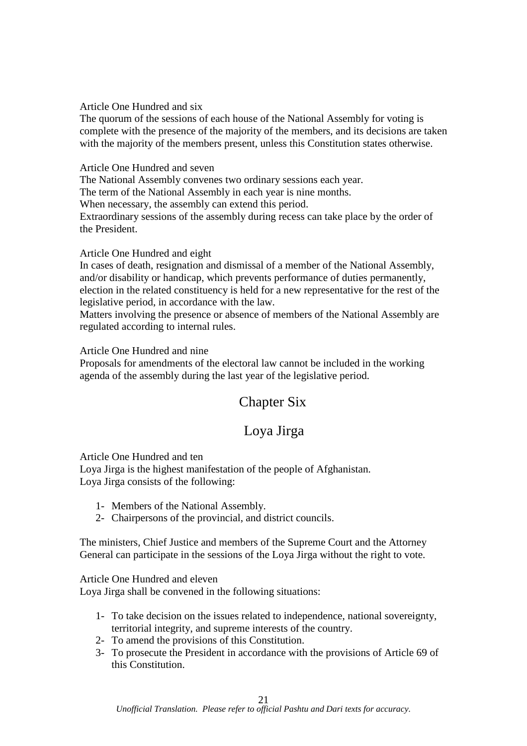Article One Hundred and six

The quorum of the sessions of each house of the National Assembly for voting is complete with the presence of the majority of the members, and its decisions are taken with the majority of the members present, unless this Constitution states otherwise.

Article One Hundred and seven

The National Assembly convenes two ordinary sessions each year.

The term of the National Assembly in each year is nine months.

When necessary, the assembly can extend this period.

Extraordinary sessions of the assembly during recess can take place by the order of the President.

Article One Hundred and eight

In cases of death, resignation and dismissal of a member of the National Assembly, and/or disability or handicap, which prevents performance of duties permanently, election in the related constituency is held for a new representative for the rest of the legislative period, in accordance with the law.

Matters involving the presence or absence of members of the National Assembly are regulated according to internal rules.

Article One Hundred and nine

Proposals for amendments of the electoral law cannot be included in the working agenda of the assembly during the last year of the legislative period.

## Chapter Six

## Loya Jirga

Article One Hundred and ten

Loya Jirga is the highest manifestation of the people of Afghanistan.

Loya Jirga consists of the following:

1- Members of the National Assembly.
2- Chairpersons of the provincial, and district councils.

The ministers, Chief Justice and members of the Supreme Court and the Attorney General can participate in the sessions of the Loya Jirga without the right to vote.

Article One Hundred and eleven

Loya Jirga shall be convened in the following situations:

1- To take decision on the issues related to independence, national sovereignty, territorial integrity, and supreme interests of the country.
2- To amend the provisions of this Constitution.
3- To prosecute the President in accordance with the provisions of Article 69 of this Constitution.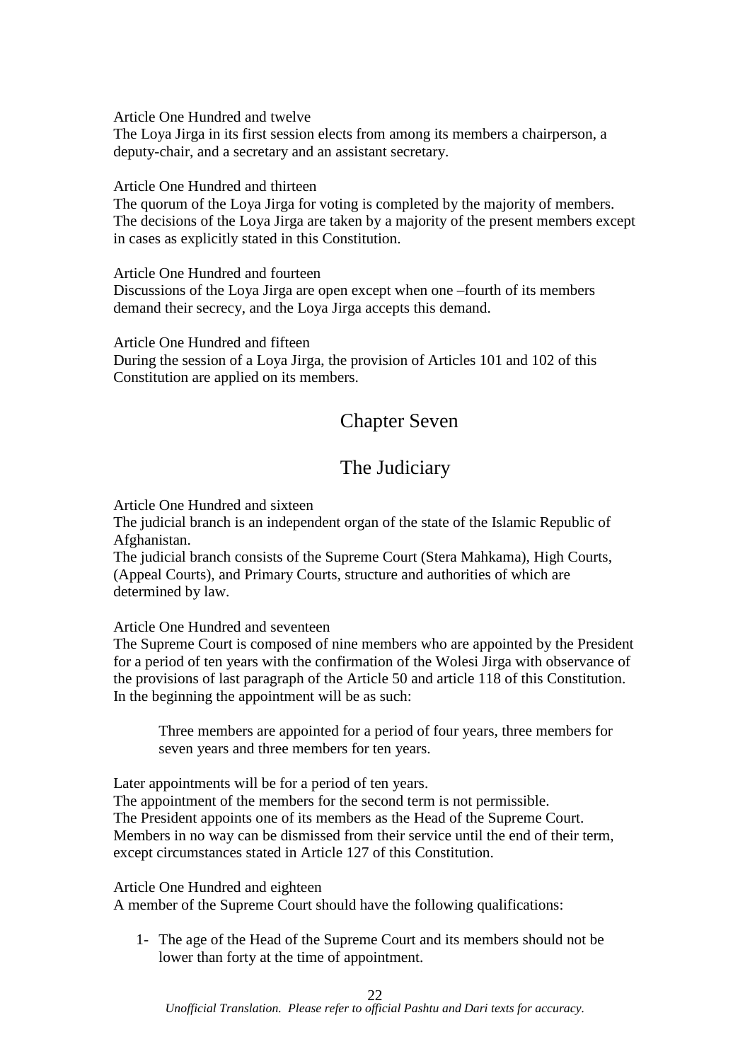Article One Hundred and twelve
The Loya Jirga in its first session elects from among its members a chairperson, a deputy-chair, and a secretary and an assistant secretary.

Article One Hundred and thirteen
The quorum of the Loya Jirga for voting is completed by the majority of members. The decisions of the Loya Jirga are taken by a majority of the present members except in cases as explicitly stated in this Constitution.

Article One Hundred and fourteen
Discussions of the Loya Jirga are open except when one –fourth of its members demand their secrecy, and the Loya Jirga accepts this demand.

Article One Hundred and fifteen
During the session of a Loya Jirga, the provision of Articles 101 and 102 of this Constitution are applied on its members.

## Chapter Seven

## The Judiciary

Article One Hundred and sixteen
The judicial branch is an independent organ of the state of the Islamic Republic of Afghanistan.
The judicial branch consists of the Supreme Court (Stera Mahkama), High Courts, (Appeal Courts), and Primary Courts, structure and authorities of which are determined by law.

Article One Hundred and seventeen
The Supreme Court is composed of nine members who are appointed by the President for a period of ten years with the confirmation of the Wolesi Jirga with observance of the provisions of last paragraph of the Article 50 and article 118 of this Constitution. In the beginning the appointment will be as such:

> Three members are appointed for a period of four years, three members for seven years and three members for ten years.

Later appointments will be for a period of ten years.
The appointment of the members for the second term is not permissible.
The President appoints one of its members as the Head of the Supreme Court.
Members in no way can be dismissed from their service until the end of their term, except circumstances stated in Article 127 of this Constitution.

Article One Hundred and eighteen
A member of the Supreme Court should have the following qualifications:

1- The age of the Head of the Supreme Court and its members should not be lower than forty at the time of appointment.

*Unofficial Translation. Please refer to official Pashtu and Dari texts for accuracy.*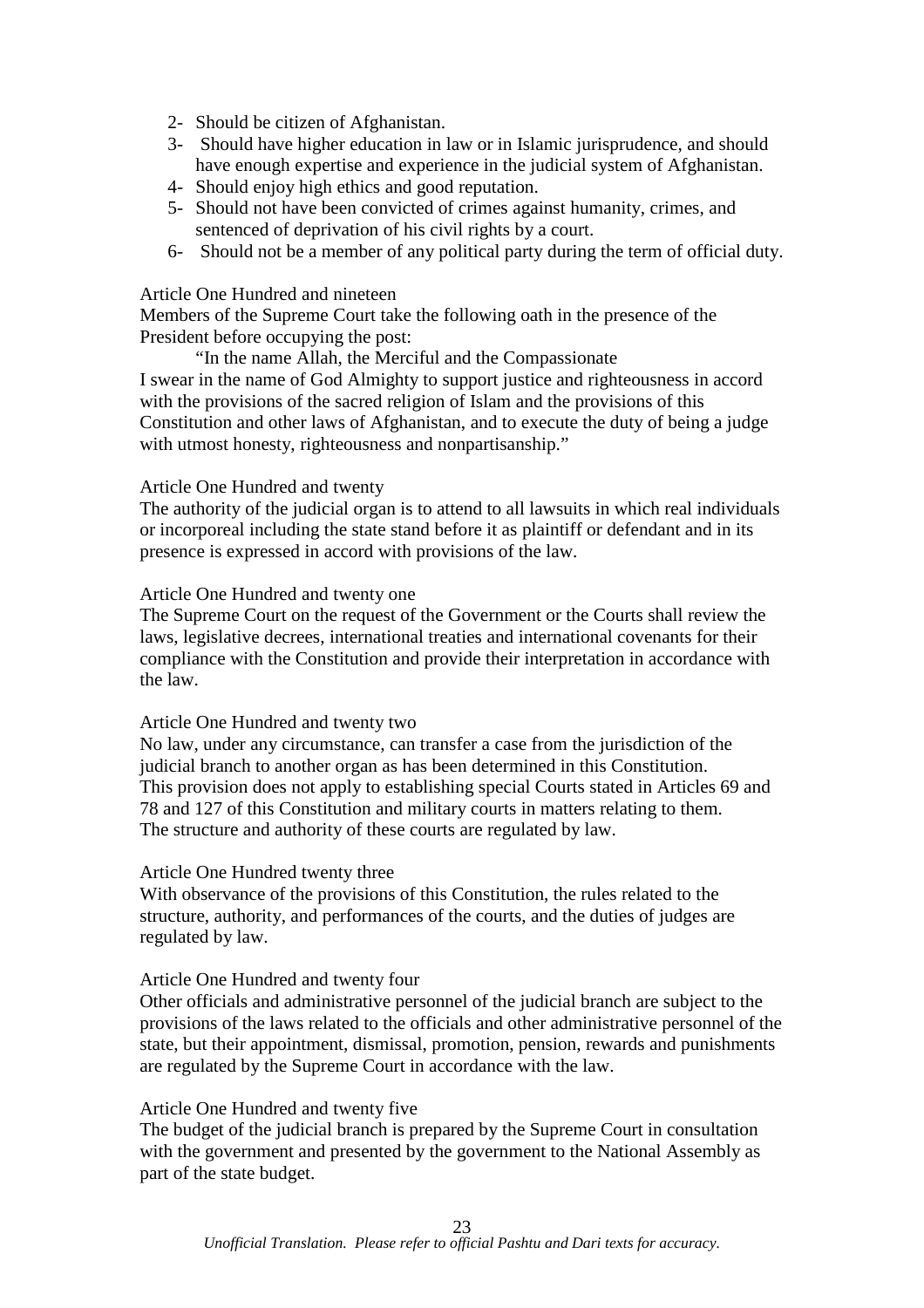2- Should be citizen of Afghanistan.
3- Should have higher education in law or in Islamic jurisprudence, and should have enough expertise and experience in the judicial system of Afghanistan.
4- Should enjoy high ethics and good reputation.
5- Should not have been convicted of crimes against humanity, crimes, and sentenced of deprivation of his civil rights by a court.
6- Should not be a member of any political party during the term of official duty.

Article One Hundred and nineteen

Members of the Supreme Court take the following oath in the presence of the President before occupying the post:

"In the name Allah, the Merciful and the Compassionate
I swear in the name of God Almighty to support justice and righteousness in accord with the provisions of the sacred religion of Islam and the provisions of this Constitution and other laws of Afghanistan, and to execute the duty of being a judge with utmost honesty, righteousness and nonpartisanship."

Article One Hundred and twenty

The authority of the judicial organ is to attend to all lawsuits in which real individuals or incorporeal including the state stand before it as plaintiff or defendant and in its presence is expressed in accord with provisions of the law.

Article One Hundred and twenty one

The Supreme Court on the request of the Government or the Courts shall review the laws, legislative decrees, international treaties and international covenants for their compliance with the Constitution and provide their interpretation in accordance with the law.

Article One Hundred and twenty two

No law, under any circumstance, can transfer a case from the jurisdiction of the judicial branch to another organ as has been determined in this Constitution.
This provision does not apply to establishing special Courts stated in Articles 69 and 78 and 127 of this Constitution and military courts in matters relating to them.
The structure and authority of these courts are regulated by law.

Article One Hundred twenty three

With observance of the provisions of this Constitution, the rules related to the structure, authority, and performances of the courts, and the duties of judges are regulated by law.

Article One Hundred and twenty four

Other officials and administrative personnel of the judicial branch are subject to the provisions of the laws related to the officials and other administrative personnel of the state, but their appointment, dismissal, promotion, pension, rewards and punishments are regulated by the Supreme Court in accordance with the law.

Article One Hundred and twenty five

The budget of the judicial branch is prepared by the Supreme Court in consultation with the government and presented by the government to the National Assembly as part of the state budget.

*Unofficial Translation. Please refer to official Pashtu and Dari texts for accuracy.*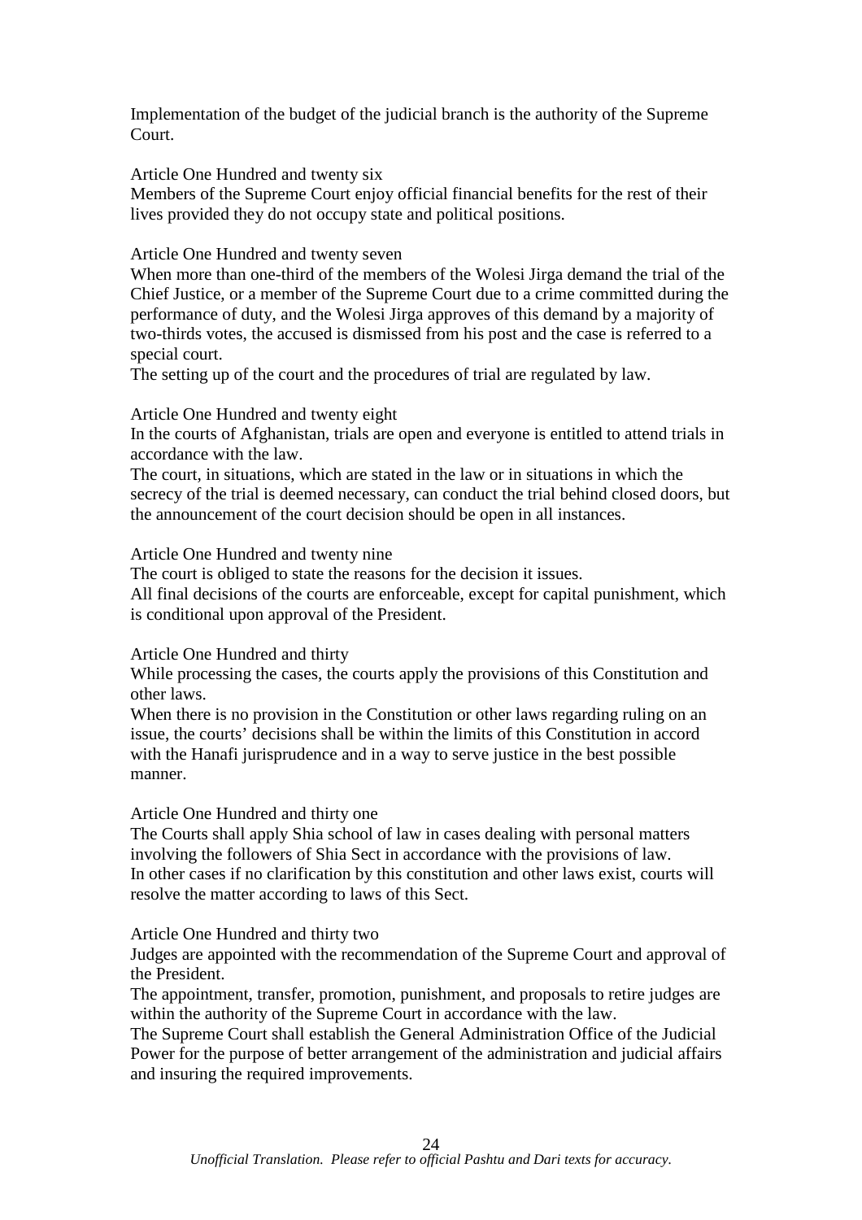Implementation of the budget of the judicial branch is the authority of the Supreme Court.

Article One Hundred and twenty six

Members of the Supreme Court enjoy official financial benefits for the rest of their lives provided they do not occupy state and political positions.

Article One Hundred and twenty seven

When more than one-third of the members of the Wolesi Jirga demand the trial of the Chief Justice, or a member of the Supreme Court due to a crime committed during the performance of duty, and the Wolesi Jirga approves of this demand by a majority of two-thirds votes, the accused is dismissed from his post and the case is referred to a special court.

The setting up of the court and the procedures of trial are regulated by law.

Article One Hundred and twenty eight

In the courts of Afghanistan, trials are open and everyone is entitled to attend trials in accordance with the law.

The court, in situations, which are stated in the law or in situations in which the secrecy of the trial is deemed necessary, can conduct the trial behind closed doors, but the announcement of the court decision should be open in all instances.

Article One Hundred and twenty nine

The court is obliged to state the reasons for the decision it issues.

All final decisions of the courts are enforceable, except for capital punishment, which is conditional upon approval of the President.

Article One Hundred and thirty

While processing the cases, the courts apply the provisions of this Constitution and other laws.

When there is no provision in the Constitution or other laws regarding ruling on an issue, the courts' decisions shall be within the limits of this Constitution in accord with the Hanafi jurisprudence and in a way to serve justice in the best possible manner.

Article One Hundred and thirty one

The Courts shall apply Shia school of law in cases dealing with personal matters involving the followers of Shia Sect in accordance with the provisions of law.

In other cases if no clarification by this constitution and other laws exist, courts will resolve the matter according to laws of this Sect.

Article One Hundred and thirty two

Judges are appointed with the recommendation of the Supreme Court and approval of the President.

The appointment, transfer, promotion, punishment, and proposals to retire judges are within the authority of the Supreme Court in accordance with the law.

The Supreme Court shall establish the General Administration Office of the Judicial Power for the purpose of better arrangement of the administration and judicial affairs and insuring the required improvements.

*Unofficial Translation. Please refer to official Pashtu and Dari texts for accuracy.*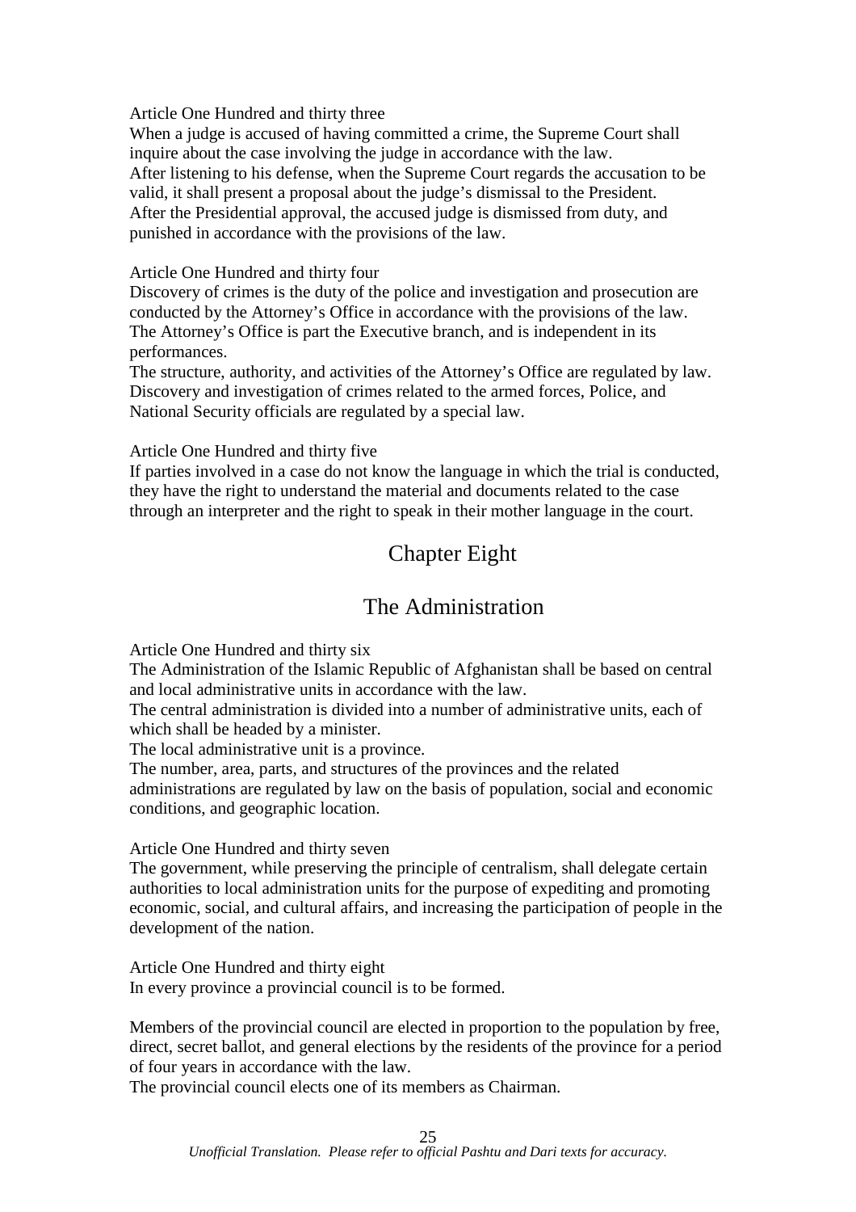Article One Hundred and thirty three

When a judge is accused of having committed a crime, the Supreme Court shall inquire about the case involving the judge in accordance with the law.
After listening to his defense, when the Supreme Court regards the accusation to be valid, it shall present a proposal about the judge's dismissal to the President.
After the Presidential approval, the accused judge is dismissed from duty, and punished in accordance with the provisions of the law.

Article One Hundred and thirty four

Discovery of crimes is the duty of the police and investigation and prosecution are conducted by the Attorney's Office in accordance with the provisions of the law.
The Attorney's Office is part the Executive branch, and is independent in its performances.
The structure, authority, and activities of the Attorney's Office are regulated by law.
Discovery and investigation of crimes related to the armed forces, Police, and National Security officials are regulated by a special law.

Article One Hundred and thirty five

If parties involved in a case do not know the language in which the trial is conducted, they have the right to understand the material and documents related to the case through an interpreter and the right to speak in their mother language in the court.

## Chapter Eight

## The Administration

Article One Hundred and thirty six

The Administration of the Islamic Republic of Afghanistan shall be based on central and local administrative units in accordance with the law.
The central administration is divided into a number of administrative units, each of which shall be headed by a minister.
The local administrative unit is a province.
The number, area, parts, and structures of the provinces and the related administrations are regulated by law on the basis of population, social and economic conditions, and geographic location.

Article One Hundred and thirty seven

The government, while preserving the principle of centralism, shall delegate certain authorities to local administration units for the purpose of expediting and promoting economic, social, and cultural affairs, and increasing the participation of people in the development of the nation.

Article One Hundred and thirty eight

In every province a provincial council is to be formed.

Members of the provincial council are elected in proportion to the population by free, direct, secret ballot, and general elections by the residents of the province for a period of four years in accordance with the law.
The provincial council elects one of its members as Chairman.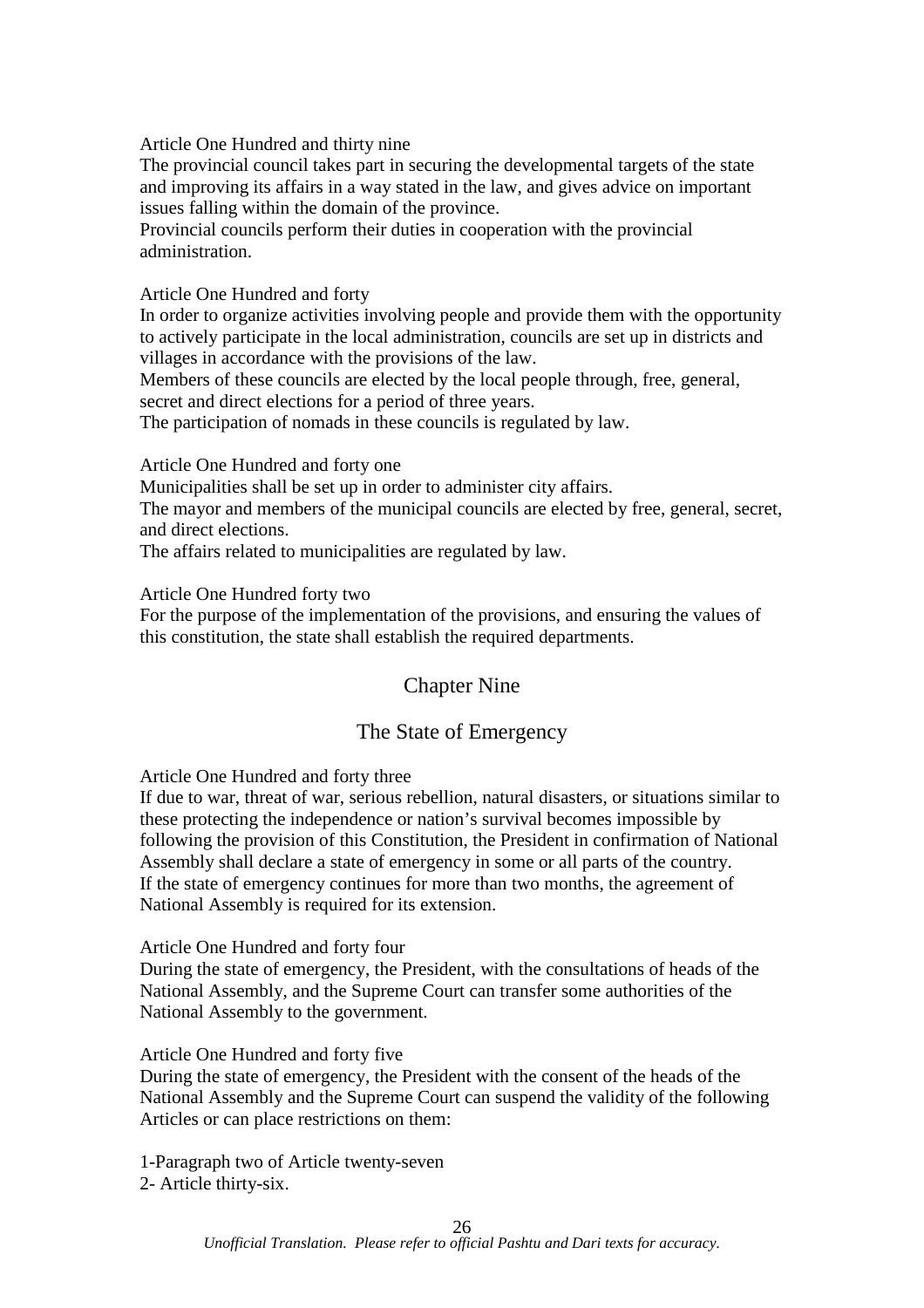Article One Hundred and thirty nine

The provincial council takes part in securing the developmental targets of the state and improving its affairs in a way stated in the law, and gives advice on important issues falling within the domain of the province.

Provincial councils perform their duties in cooperation with the provincial administration.

Article One Hundred and forty

In order to organize activities involving people and provide them with the opportunity to actively participate in the local administration, councils are set up in districts and villages in accordance with the provisions of the law.

Members of these councils are elected by the local people through, free, general, secret and direct elections for a period of three years.

The participation of nomads in these councils is regulated by law.

Article One Hundred and forty one

Municipalities shall be set up in order to administer city affairs.

The mayor and members of the municipal councils are elected by free, general, secret, and direct elections.

The affairs related to municipalities are regulated by law.

Article One Hundred forty two

For the purpose of the implementation of the provisions, and ensuring the values of this constitution, the state shall establish the required departments.

## Chapter Nine

## The State of Emergency

Article One Hundred and forty three

If due to war, threat of war, serious rebellion, natural disasters, or situations similar to these protecting the independence or nation's survival becomes impossible by following the provision of this Constitution, the President in confirmation of National Assembly shall declare a state of emergency in some or all parts of the country.

If the state of emergency continues for more than two months, the agreement of National Assembly is required for its extension.

Article One Hundred and forty four

During the state of emergency, the President, with the consultations of heads of the National Assembly, and the Supreme Court can transfer some authorities of the National Assembly to the government.

Article One Hundred and forty five

During the state of emergency, the President with the consent of the heads of the National Assembly and the Supreme Court can suspend the validity of the following Articles or can place restrictions on them:

1-Paragraph two of Article twenty-seven

2- Article thirty-six.

*Unofficial Translation. Please refer to official Pashtu and Dari texts for accuracy.*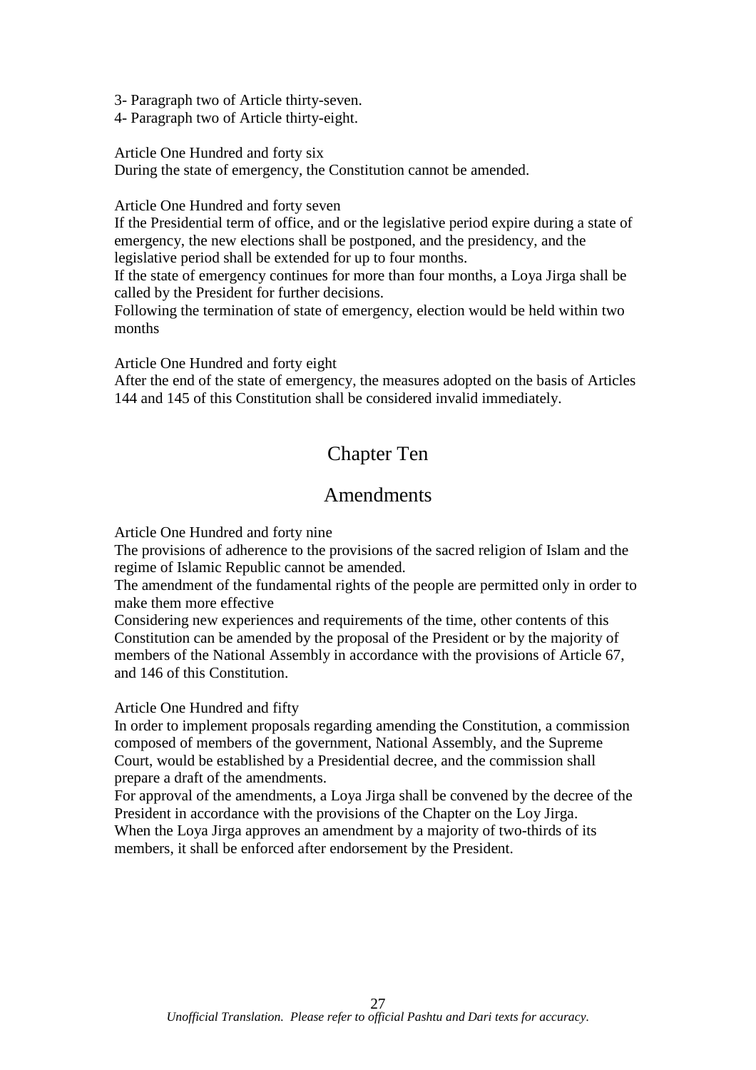3- Paragraph two of Article thirty-seven.
4- Paragraph two of Article thirty-eight.

Article One Hundred and forty six
During the state of emergency, the Constitution cannot be amended.

Article One Hundred and forty seven
If the Presidential term of office, and or the legislative period expire during a state of emergency, the new elections shall be postponed, and the presidency, and the legislative period shall be extended for up to four months.
If the state of emergency continues for more than four months, a Loya Jirga shall be called by the President for further decisions.
Following the termination of state of emergency, election would be held within two months

Article One Hundred and forty eight
After the end of the state of emergency, the measures adopted on the basis of Articles 144 and 145 of this Constitution shall be considered invalid immediately.

## Chapter Ten

## Amendments

Article One Hundred and forty nine
The provisions of adherence to the provisions of the sacred religion of Islam and the regime of Islamic Republic cannot be amended.
The amendment of the fundamental rights of the people are permitted only in order to make them more effective
Considering new experiences and requirements of the time, other contents of this Constitution can be amended by the proposal of the President or by the majority of members of the National Assembly in accordance with the provisions of Article 67, and 146 of this Constitution.

Article One Hundred and fifty
In order to implement proposals regarding amending the Constitution, a commission composed of members of the government, National Assembly, and the Supreme Court, would be established by a Presidential decree, and the commission shall prepare a draft of the amendments.
For approval of the amendments, a Loya Jirga shall be convened by the decree of the President in accordance with the provisions of the Chapter on the Loy Jirga.
When the Loya Jirga approves an amendment by a majority of two-thirds of its members, it shall be enforced after endorsement by the President.

*Unofficial Translation. Please refer to official Pashtu and Dari texts for accuracy.*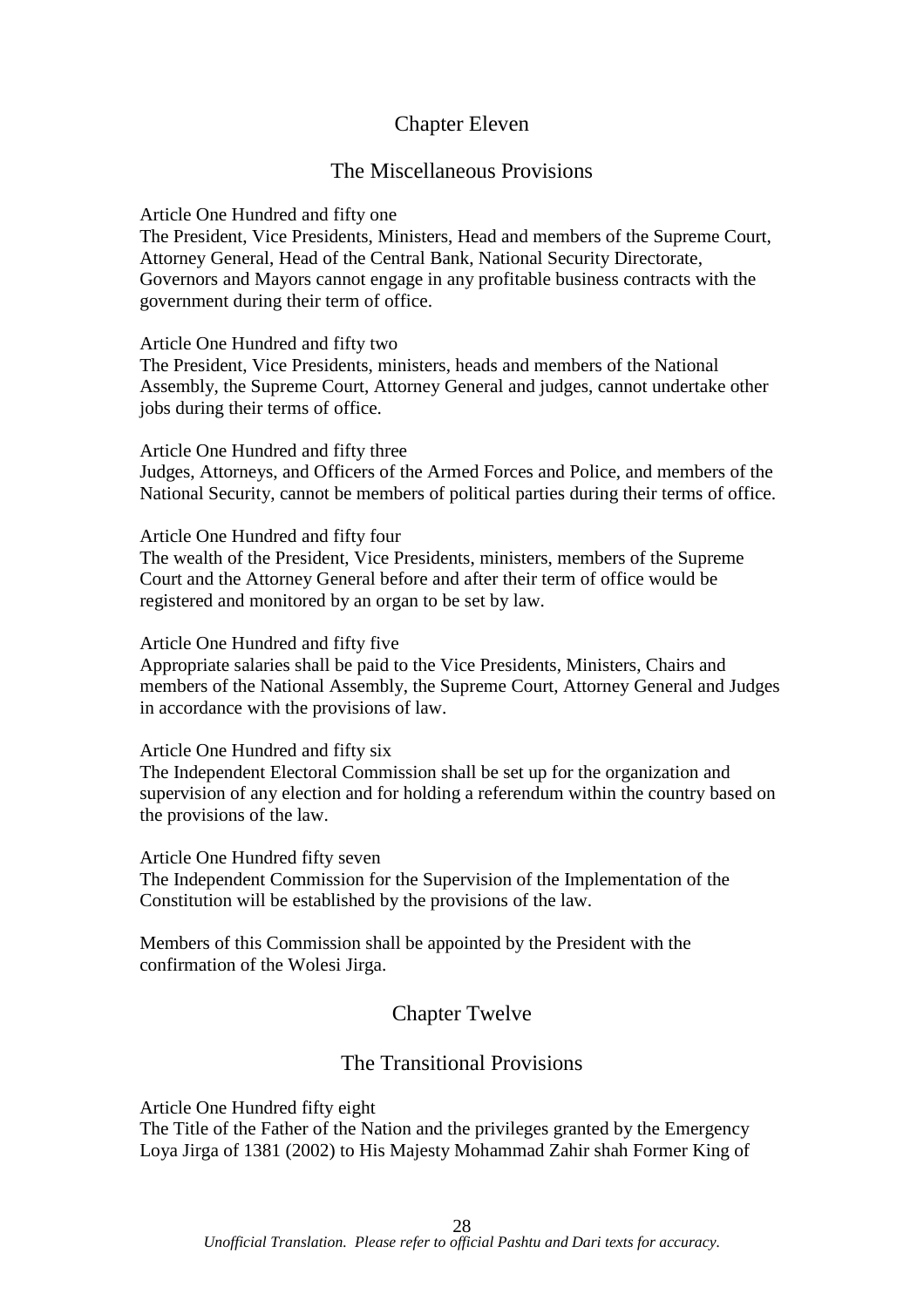## Chapter Eleven

## The Miscellaneous Provisions

Article One Hundred and fifty one
The President, Vice Presidents, Ministers, Head and members of the Supreme Court, Attorney General, Head of the Central Bank, National Security Directorate, Governors and Mayors cannot engage in any profitable business contracts with the government during their term of office.

Article One Hundred and fifty two
The President, Vice Presidents, ministers, heads and members of the National Assembly, the Supreme Court, Attorney General and judges, cannot undertake other jobs during their terms of office.

Article One Hundred and fifty three
Judges, Attorneys, and Officers of the Armed Forces and Police, and members of the National Security, cannot be members of political parties during their terms of office.

Article One Hundred and fifty four
The wealth of the President, Vice Presidents, ministers, members of the Supreme Court and the Attorney General before and after their term of office would be registered and monitored by an organ to be set by law.

Article One Hundred and fifty five
Appropriate salaries shall be paid to the Vice Presidents, Ministers, Chairs and members of the National Assembly, the Supreme Court, Attorney General and Judges in accordance with the provisions of law.

Article One Hundred and fifty six
The Independent Electoral Commission shall be set up for the organization and supervision of any election and for holding a referendum within the country based on the provisions of the law.

Article One Hundred fifty seven
The Independent Commission for the Supervision of the Implementation of the Constitution will be established by the provisions of the law.

Members of this Commission shall be appointed by the President with the confirmation of the Wolesi Jirga.

## Chapter Twelve

## The Transitional Provisions

Article One Hundred fifty eight
The Title of the Father of the Nation and the privileges granted by the Emergency Loya Jirga of 1381 (2002) to His Majesty Mohammad Zahir shah Former King of

*Unofficial Translation. Please refer to official Pashtu and Dari texts for accuracy.*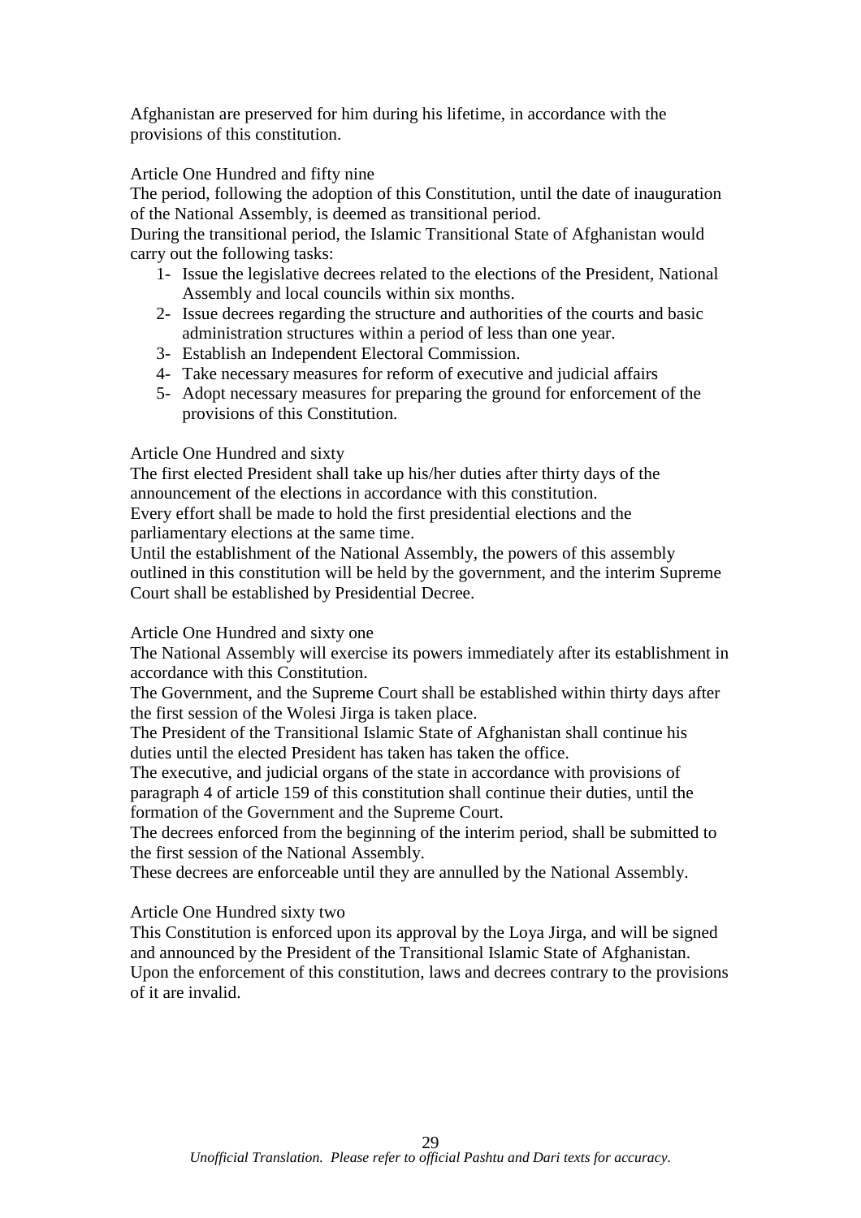Afghanistan are preserved for him during his lifetime, in accordance with the provisions of this constitution.

Article One Hundred and fifty nine

The period, following the adoption of this Constitution, until the date of inauguration of the National Assembly, is deemed as transitional period.

During the transitional period, the Islamic Transitional State of Afghanistan would carry out the following tasks:

1- Issue the legislative decrees related to the elections of the President, National Assembly and local councils within six months.
2- Issue decrees regarding the structure and authorities of the courts and basic administration structures within a period of less than one year.
3- Establish an Independent Electoral Commission.
4- Take necessary measures for reform of executive and judicial affairs
5- Adopt necessary measures for preparing the ground for enforcement of the provisions of this Constitution.

Article One Hundred and sixty

The first elected President shall take up his/her duties after thirty days of the announcement of the elections in accordance with this constitution.

Every effort shall be made to hold the first presidential elections and the parliamentary elections at the same time.

Until the establishment of the National Assembly, the powers of this assembly outlined in this constitution will be held by the government, and the interim Supreme Court shall be established by Presidential Decree.

Article One Hundred and sixty one

The National Assembly will exercise its powers immediately after its establishment in accordance with this Constitution.

The Government, and the Supreme Court shall be established within thirty days after the first session of the Wolesi Jirga is taken place.

The President of the Transitional Islamic State of Afghanistan shall continue his duties until the elected President has taken has taken the office.

The executive, and judicial organs of the state in accordance with provisions of paragraph 4 of article 159 of this constitution shall continue their duties, until the formation of the Government and the Supreme Court.

The decrees enforced from the beginning of the interim period, shall be submitted to the first session of the National Assembly.

These decrees are enforceable until they are annulled by the National Assembly.

Article One Hundred sixty two

This Constitution is enforced upon its approval by the Loya Jirga, and will be signed and announced by the President of the Transitional Islamic State of Afghanistan.

Upon the enforcement of this constitution, laws and decrees contrary to the provisions of it are invalid.

*Unofficial Translation. Please refer to official Pashtu and Dari texts for accuracy.*